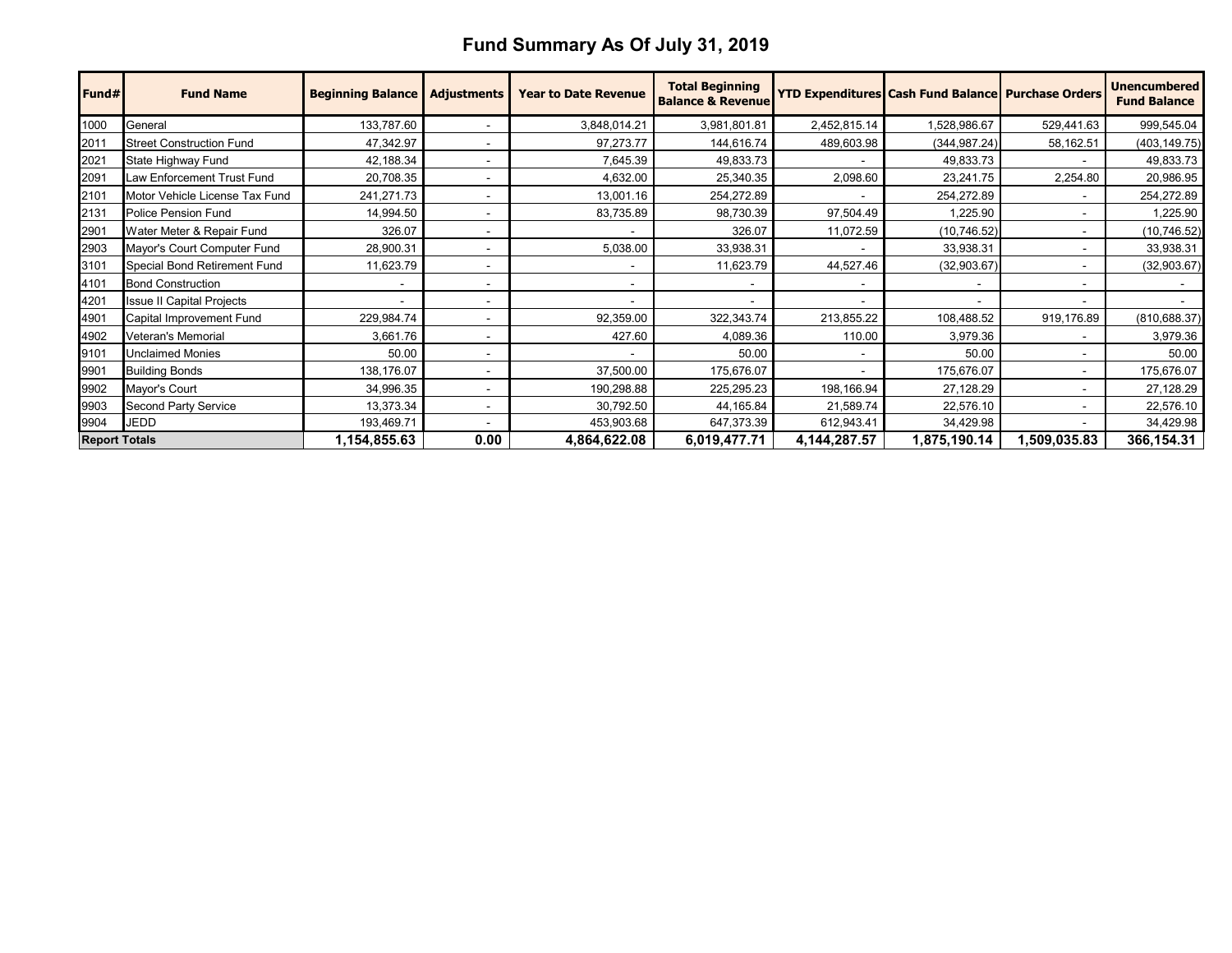# Fund Summary As Of July 31, 2019

| Fund# | Fund Name | Beginning Balance | Adjustments | Year to Date Revenue | Total Beginning Balance & Revenue | YTD Expenditures | Cash Fund Balance | Purchase Orders | Unencumbered Fund Balance |
|---|---|---|---|---|---|---|---|---|---|
| 1000 | General | 133,787.60 | - | 3,848,014.21 | 3,981,801.81 | 2,452,815.14 | 1,528,986.67 | 529,441.63 | 999,545.04 |
| 2011 | Street Construction Fund | 47,342.97 | - | 97,273.77 | 144,616.74 | 489,603.98 | (344,987.24) | 58,162.51 | (403,149.75) |
| 2021 | State Highway Fund | 42,188.34 | - | 7,645.39 | 49,833.73 | - | 49,833.73 | - | 49,833.73 |
| 2091 | Law Enforcement Trust Fund | 20,708.35 | - | 4,632.00 | 25,340.35 | 2,098.60 | 23,241.75 | 2,254.80 | 20,986.95 |
| 2101 | Motor Vehicle License Tax Fund | 241,271.73 | - | 13,001.16 | 254,272.89 | - | 254,272.89 | - | 254,272.89 |
| 2131 | Police Pension Fund | 14,994.50 | - | 83,735.89 | 98,730.39 | 97,504.49 | 1,225.90 | - | 1,225.90 |
| 2901 | Water Meter & Repair Fund | 326.07 | - | - | 326.07 | 11,072.59 | (10,746.52) | - | (10,746.52) |
| 2903 | Mayor's Court Computer Fund | 28,900.31 | - | 5,038.00 | 33,938.31 | - | 33,938.31 | - | 33,938.31 |
| 3101 | Special Bond Retirement Fund | 11,623.79 | - | - | 11,623.79 | 44,527.46 | (32,903.67) | - | (32,903.67) |
| 4101 | Bond Construction | - | - | - | - | - | - | - | - |
| 4201 | Issue II Capital Projects | - | - | - | - | - | - | - | - |
| 4901 | Capital Improvement Fund | 229,984.74 | - | 92,359.00 | 322,343.74 | 213,855.22 | 108,488.52 | 919,176.89 | (810,688.37) |
| 4902 | Veteran's Memorial | 3,661.76 | - | 427.60 | 4,089.36 | 110.00 | 3,979.36 | - | 3,979.36 |
| 9101 | Unclaimed Monies | 50.00 | - | - | 50.00 | - | 50.00 | - | 50.00 |
| 9901 | Building Bonds | 138,176.07 | - | 37,500.00 | 175,676.07 | - | 175,676.07 | - | 175,676.07 |
| 9902 | Mayor's Court | 34,996.35 | - | 190,298.88 | 225,295.23 | 198,166.94 | 27,128.29 | - | 27,128.29 |
| 9903 | Second Party Service | 13,373.34 | - | 30,792.50 | 44,165.84 | 21,589.74 | 22,576.10 | - | 22,576.10 |
| 9904 | JEDD | 193,469.71 | - | 453,903.68 | 647,373.39 | 612,943.41 | 34,429.98 | - | 34,429.98 |
| **Report Totals** | | **1,154,855.63** | **0.00** | **4,864,622.08** | **6,019,477.71** | **4,144,287.57** | **1,875,190.14** | **1,509,035.83** | **366,154.31** |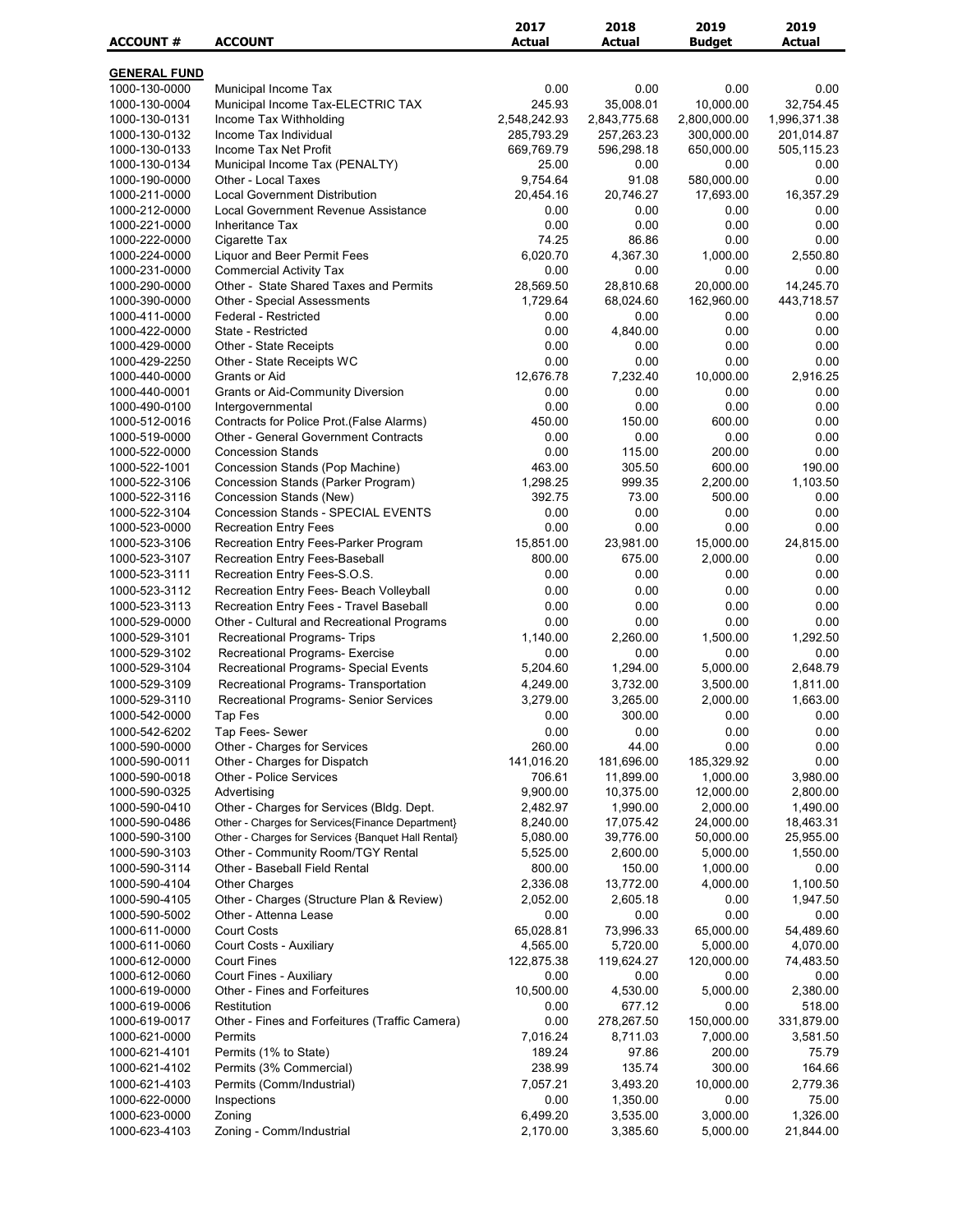| ACCOUNT # | ACCOUNT | 2017 Actual | 2018 Actual | 2019 Budget | 2019 Actual |
|---|---|---|---|---|---|
| **GENERAL FUND** | | | | | |
| 1000-130-0000 | Municipal Income Tax | 0.00 | 0.00 | 0.00 | 0.00 |
| 1000-130-0004 | Municipal Income Tax-ELECTRIC TAX | 245.93 | 35,008.01 | 10,000.00 | 32,754.45 |
| 1000-130-0131 | Income Tax Withholding | 2,548,242.93 | 2,843,775.68 | 2,800,000.00 | 1,996,371.38 |
| 1000-130-0132 | Income Tax Individual | 285,793.29 | 257,263.23 | 300,000.00 | 201,014.87 |
| 1000-130-0133 | Income Tax Net Profit | 669,769.79 | 596,298.18 | 650,000.00 | 505,115.23 |
| 1000-130-0134 | Municipal Income Tax (PENALTY) | 25.00 | 0.00 | 0.00 | 0.00 |
| 1000-190-0000 | Other - Local Taxes | 9,754.64 | 91.08 | 580,000.00 | 0.00 |
| 1000-211-0000 | Local Government Distribution | 20,454.16 | 20,746.27 | 17,693.00 | 16,357.29 |
| 1000-212-0000 | Local Government Revenue Assistance | 0.00 | 0.00 | 0.00 | 0.00 |
| 1000-221-0000 | Inheritance Tax | 0.00 | 0.00 | 0.00 | 0.00 |
| 1000-222-0000 | Cigarette Tax | 74.25 | 86.86 | 0.00 | 0.00 |
| 1000-224-0000 | Liquor and Beer Permit Fees | 6,020.70 | 4,367.30 | 1,000.00 | 2,550.80 |
| 1000-231-0000 | Commercial Activity Tax | 0.00 | 0.00 | 0.00 | 0.00 |
| 1000-290-0000 | Other - State Shared Taxes and Permits | 28,569.50 | 28,810.68 | 20,000.00 | 14,245.70 |
| 1000-390-0000 | Other - Special Assessments | 1,729.64 | 68,024.60 | 162,960.00 | 443,718.57 |
| 1000-411-0000 | Federal - Restricted | 0.00 | 0.00 | 0.00 | 0.00 |
| 1000-422-0000 | State - Restricted | 0.00 | 4,840.00 | 0.00 | 0.00 |
| 1000-429-0000 | Other - State Receipts | 0.00 | 0.00 | 0.00 | 0.00 |
| 1000-429-2250 | Other - State Receipts WC | 0.00 | 0.00 | 0.00 | 0.00 |
| 1000-440-0000 | Grants or Aid | 12,676.78 | 7,232.40 | 10,000.00 | 2,916.25 |
| 1000-440-0001 | Grants or Aid-Community Diversion | 0.00 | 0.00 | 0.00 | 0.00 |
| 1000-490-0100 | Intergovernmental | 0.00 | 0.00 | 0.00 | 0.00 |
| 1000-512-0016 | Contracts for Police Prot.(False Alarms) | 450.00 | 150.00 | 600.00 | 0.00 |
| 1000-519-0000 | Other - General Government Contracts | 0.00 | 0.00 | 0.00 | 0.00 |
| 1000-522-0000 | Concession Stands | 0.00 | 115.00 | 200.00 | 0.00 |
| 1000-522-1001 | Concession Stands (Pop Machine) | 463.00 | 305.50 | 600.00 | 190.00 |
| 1000-522-3106 | Concession Stands (Parker Program) | 1,298.25 | 999.35 | 2,200.00 | 1,103.50 |
| 1000-522-3116 | Concession Stands (New) | 392.75 | 73.00 | 500.00 | 0.00 |
| 1000-522-3104 | Concession Stands - SPECIAL EVENTS | 0.00 | 0.00 | 0.00 | 0.00 |
| 1000-523-0000 | Recreation Entry Fees | 0.00 | 0.00 | 0.00 | 0.00 |
| 1000-523-3106 | Recreation Entry Fees-Parker Program | 15,851.00 | 23,981.00 | 15,000.00 | 24,815.00 |
| 1000-523-3107 | Recreation Entry Fees-Baseball | 800.00 | 675.00 | 2,000.00 | 0.00 |
| 1000-523-3111 | Recreation Entry Fees-S.O.S. | 0.00 | 0.00 | 0.00 | 0.00 |
| 1000-523-3112 | Recreation Entry Fees- Beach Volleyball | 0.00 | 0.00 | 0.00 | 0.00 |
| 1000-523-3113 | Recreation Entry Fees - Travel Baseball | 0.00 | 0.00 | 0.00 | 0.00 |
| 1000-529-0000 | Other - Cultural and Recreational Programs | 0.00 | 0.00 | 0.00 | 0.00 |
| 1000-529-3101 | Recreational Programs- Trips | 1,140.00 | 2,260.00 | 1,500.00 | 1,292.50 |
| 1000-529-3102 | Recreational Programs- Exercise | 0.00 | 0.00 | 0.00 | 0.00 |
| 1000-529-3104 | Recreational Programs- Special Events | 5,204.60 | 1,294.00 | 5,000.00 | 2,648.79 |
| 1000-529-3109 | Recreational Programs- Transportation | 4,249.00 | 3,732.00 | 3,500.00 | 1,811.00 |
| 1000-529-3110 | Recreational Programs- Senior Services | 3,279.00 | 3,265.00 | 2,000.00 | 1,663.00 |
| 1000-542-0000 | Tap Fes | 0.00 | 300.00 | 0.00 | 0.00 |
| 1000-542-6202 | Tap Fees- Sewer | 0.00 | 0.00 | 0.00 | 0.00 |
| 1000-590-0000 | Other - Charges for Services | 260.00 | 44.00 | 0.00 | 0.00 |
| 1000-590-0011 | Other - Charges for Dispatch | 141,016.20 | 181,696.00 | 185,329.92 | 0.00 |
| 1000-590-0018 | Other - Police Services | 706.61 | 11,899.00 | 1,000.00 | 3,980.00 |
| 1000-590-0325 | Advertising | 9,900.00 | 10,375.00 | 12,000.00 | 2,800.00 |
| 1000-590-0410 | Other - Charges for Services (Bldg. Dept. | 2,482.97 | 1,990.00 | 2,000.00 | 1,490.00 |
| 1000-590-0486 | Other - Charges for Services{Finance Department} | 8,240.00 | 17,075.42 | 24,000.00 | 18,463.31 |
| 1000-590-3100 | Other - Charges for Services {Banquet Hall Rental} | 5,080.00 | 39,776.00 | 50,000.00 | 25,955.00 |
| 1000-590-3103 | Other - Community Room/TGY Rental | 5,525.00 | 2,600.00 | 5,000.00 | 1,550.00 |
| 1000-590-3114 | Other - Baseball Field Rental | 800.00 | 150.00 | 1,000.00 | 0.00 |
| 1000-590-4104 | Other Charges | 2,336.08 | 13,772.00 | 4,000.00 | 1,100.50 |
| 1000-590-4105 | Other - Charges (Structure Plan & Review) | 2,052.00 | 2,605.18 | 0.00 | 1,947.50 |
| 1000-590-5002 | Other - Attenna Lease | 0.00 | 0.00 | 0.00 | 0.00 |
| 1000-611-0000 | Court Costs | 65,028.81 | 73,996.33 | 65,000.00 | 54,489.60 |
| 1000-611-0060 | Court Costs - Auxiliary | 4,565.00 | 5,720.00 | 5,000.00 | 4,070.00 |
| 1000-612-0000 | Court Fines | 122,875.38 | 119,624.27 | 120,000.00 | 74,483.50 |
| 1000-612-0060 | Court Fines - Auxiliary | 0.00 | 0.00 | 0.00 | 0.00 |
| 1000-619-0000 | Other - Fines and Forfeitures | 10,500.00 | 4,530.00 | 5,000.00 | 2,380.00 |
| 1000-619-0006 | Restitution | 0.00 | 677.12 | 0.00 | 518.00 |
| 1000-619-0017 | Other - Fines and Forfeitures (Traffic Camera) | 0.00 | 278,267.50 | 150,000.00 | 331,879.00 |
| 1000-621-0000 | Permits | 7,016.24 | 8,711.03 | 7,000.00 | 3,581.50 |
| 1000-621-4101 | Permits (1% to State) | 189.24 | 97.86 | 200.00 | 75.79 |
| 1000-621-4102 | Permits (3% Commercial) | 238.99 | 135.74 | 300.00 | 164.66 |
| 1000-621-4103 | Permits (Comm/Industrial) | 7,057.21 | 3,493.20 | 10,000.00 | 2,779.36 |
| 1000-622-0000 | Inspections | 0.00 | 1,350.00 | 0.00 | 75.00 |
| 1000-623-0000 | Zoning | 6,499.20 | 3,535.00 | 3,000.00 | 1,326.00 |
| 1000-623-4103 | Zoning - Comm/Industrial | 2,170.00 | 3,385.60 | 5,000.00 | 21,844.00 |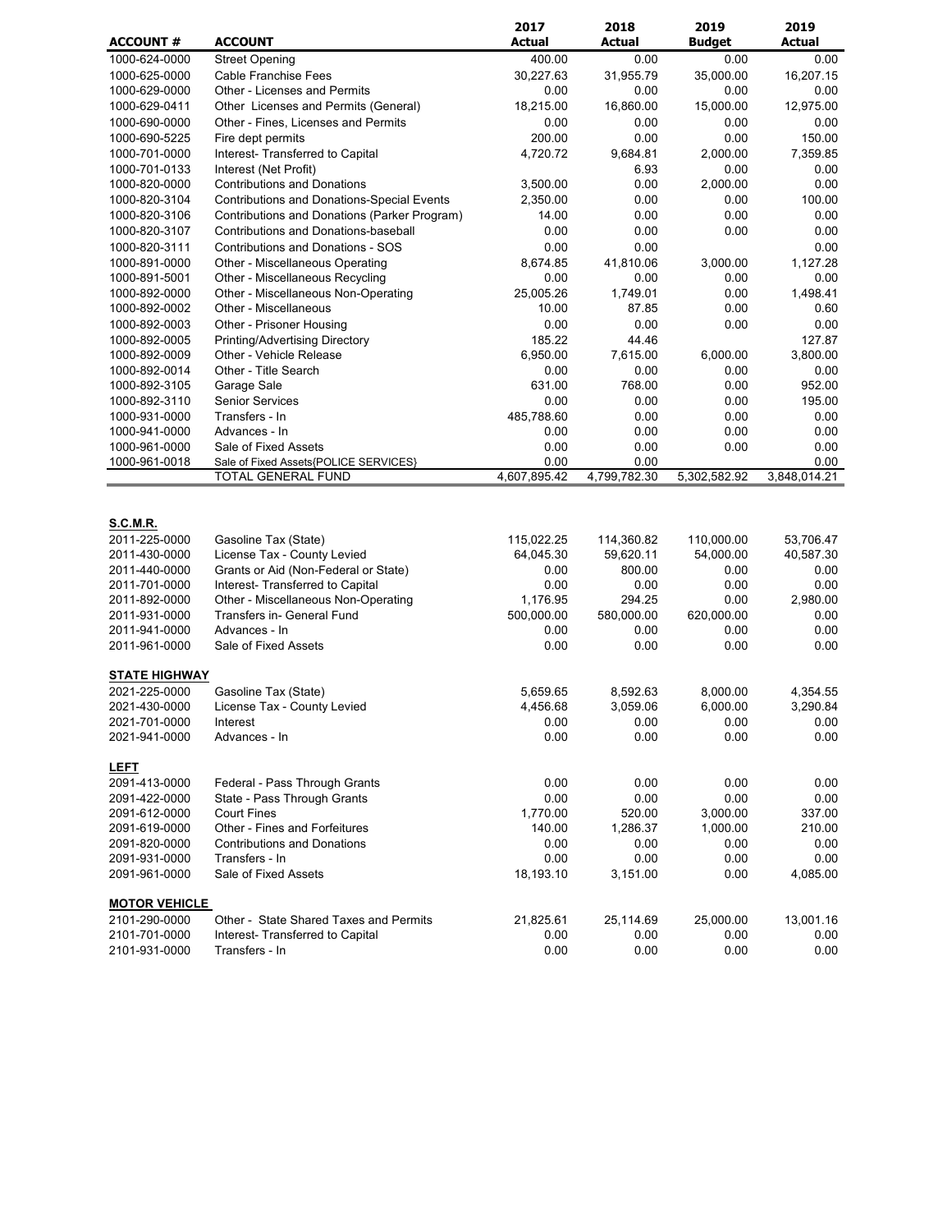| ACCOUNT # | ACCOUNT | 2017 Actual | 2018 Actual | 2019 Budget | 2019 Actual |
|---|---|---|---|---|---|
| 1000-624-0000 | Street Opening | 400.00 | 0.00 | 0.00 | 0.00 |
| 1000-625-0000 | Cable Franchise Fees | 30,227.63 | 31,955.79 | 35,000.00 | 16,207.15 |
| 1000-629-0000 | Other - Licenses and Permits | 0.00 | 0.00 | 0.00 | 0.00 |
| 1000-629-0411 | Other Licenses and Permits (General) | 18,215.00 | 16,860.00 | 15,000.00 | 12,975.00 |
| 1000-690-0000 | Other - Fines, Licenses and Permits | 0.00 | 0.00 | 0.00 | 0.00 |
| 1000-690-5225 | Fire dept permits | 200.00 | 0.00 | 0.00 | 150.00 |
| 1000-701-0000 | Interest- Transferred to Capital | 4,720.72 | 9,684.81 | 2,000.00 | 7,359.85 |
| 1000-701-0133 | Interest (Net Profit) | | 6.93 | 0.00 | 0.00 |
| 1000-820-0000 | Contributions and Donations | 3,500.00 | 0.00 | 2,000.00 | 0.00 |
| 1000-820-3104 | Contributions and Donations-Special Events | 2,350.00 | 0.00 | 0.00 | 100.00 |
| 1000-820-3106 | Contributions and Donations (Parker Program) | 14.00 | 0.00 | 0.00 | 0.00 |
| 1000-820-3107 | Contributions and Donations-baseball | 0.00 | 0.00 | 0.00 | 0.00 |
| 1000-820-3111 | Contributions and Donations - SOS | 0.00 | 0.00 | | 0.00 |
| 1000-891-0000 | Other - Miscellaneous Operating | 8,674.85 | 41,810.06 | 3,000.00 | 1,127.28 |
| 1000-891-5001 | Other - Miscellaneous Recycling | 0.00 | 0.00 | 0.00 | 0.00 |
| 1000-892-0000 | Other - Miscellaneous Non-Operating | 25,005.26 | 1,749.01 | 0.00 | 1,498.41 |
| 1000-892-0002 | Other - Miscellaneous | 10.00 | 87.85 | 0.00 | 0.60 |
| 1000-892-0003 | Other - Prisoner Housing | 0.00 | 0.00 | 0.00 | 0.00 |
| 1000-892-0005 | Printing/Advertising Directory | 185.22 | 44.46 | | 127.87 |
| 1000-892-0009 | Other - Vehicle Release | 6,950.00 | 7,615.00 | 6,000.00 | 3,800.00 |
| 1000-892-0014 | Other - Title Search | 0.00 | 0.00 | 0.00 | 0.00 |
| 1000-892-3105 | Garage Sale | 631.00 | 768.00 | 0.00 | 952.00 |
| 1000-892-3110 | Senior Services | 0.00 | 0.00 | 0.00 | 195.00 |
| 1000-931-0000 | Transfers - In | 485,788.60 | 0.00 | 0.00 | 0.00 |
| 1000-941-0000 | Advances - In | 0.00 | 0.00 | 0.00 | 0.00 |
| 1000-961-0000 | Sale of Fixed Assets | 0.00 | 0.00 | 0.00 | 0.00 |
| 1000-961-0018 | Sale of Fixed Assets{POLICE SERVICES} | 0.00 | 0.00 | | 0.00 |
| | TOTAL GENERAL FUND | 4,607,895.42 | 4,799,782.30 | 5,302,582.92 | 3,848,014.21 |
| **S.C.M.R.** | | | | | |
| 2011-225-0000 | Gasoline Tax (State) | 115,022.25 | 114,360.82 | 110,000.00 | 53,706.47 |
| 2011-430-0000 | License Tax - County Levied | 64,045.30 | 59,620.11 | 54,000.00 | 40,587.30 |
| 2011-440-0000 | Grants or Aid (Non-Federal or State) | 0.00 | 800.00 | 0.00 | 0.00 |
| 2011-701-0000 | Interest- Transferred to Capital | 0.00 | 0.00 | 0.00 | 0.00 |
| 2011-892-0000 | Other - Miscellaneous Non-Operating | 1,176.95 | 294.25 | 0.00 | 2,980.00 |
| 2011-931-0000 | Transfers in- General Fund | 500,000.00 | 580,000.00 | 620,000.00 | 0.00 |
| 2011-941-0000 | Advances - In | 0.00 | 0.00 | 0.00 | 0.00 |
| 2011-961-0000 | Sale of Fixed Assets | 0.00 | 0.00 | 0.00 | 0.00 |
| **STATE HIGHWAY** | | | | | |
| 2021-225-0000 | Gasoline Tax (State) | 5,659.65 | 8,592.63 | 8,000.00 | 4,354.55 |
| 2021-430-0000 | License Tax - County Levied | 4,456.68 | 3,059.06 | 6,000.00 | 3,290.84 |
| 2021-701-0000 | Interest | 0.00 | 0.00 | 0.00 | 0.00 |
| 2021-941-0000 | Advances - In | 0.00 | 0.00 | 0.00 | 0.00 |
| **LEFT** | | | | | |
| 2091-413-0000 | Federal - Pass Through Grants | 0.00 | 0.00 | 0.00 | 0.00 |
| 2091-422-0000 | State - Pass Through Grants | 0.00 | 0.00 | 0.00 | 0.00 |
| 2091-612-0000 | Court Fines | 1,770.00 | 520.00 | 3,000.00 | 337.00 |
| 2091-619-0000 | Other - Fines and Forfeitures | 140.00 | 1,286.37 | 1,000.00 | 210.00 |
| 2091-820-0000 | Contributions and Donations | 0.00 | 0.00 | 0.00 | 0.00 |
| 2091-931-0000 | Transfers - In | 0.00 | 0.00 | 0.00 | 0.00 |
| 2091-961-0000 | Sale of Fixed Assets | 18,193.10 | 3,151.00 | 0.00 | 4,085.00 |
| **MOTOR VEHICLE** | | | | | |
| 2101-290-0000 | Other - State Shared Taxes and Permits | 21,825.61 | 25,114.69 | 25,000.00 | 13,001.16 |
| 2101-701-0000 | Interest- Transferred to Capital | 0.00 | 0.00 | 0.00 | 0.00 |
| 2101-931-0000 | Transfers - In | 0.00 | 0.00 | 0.00 | 0.00 |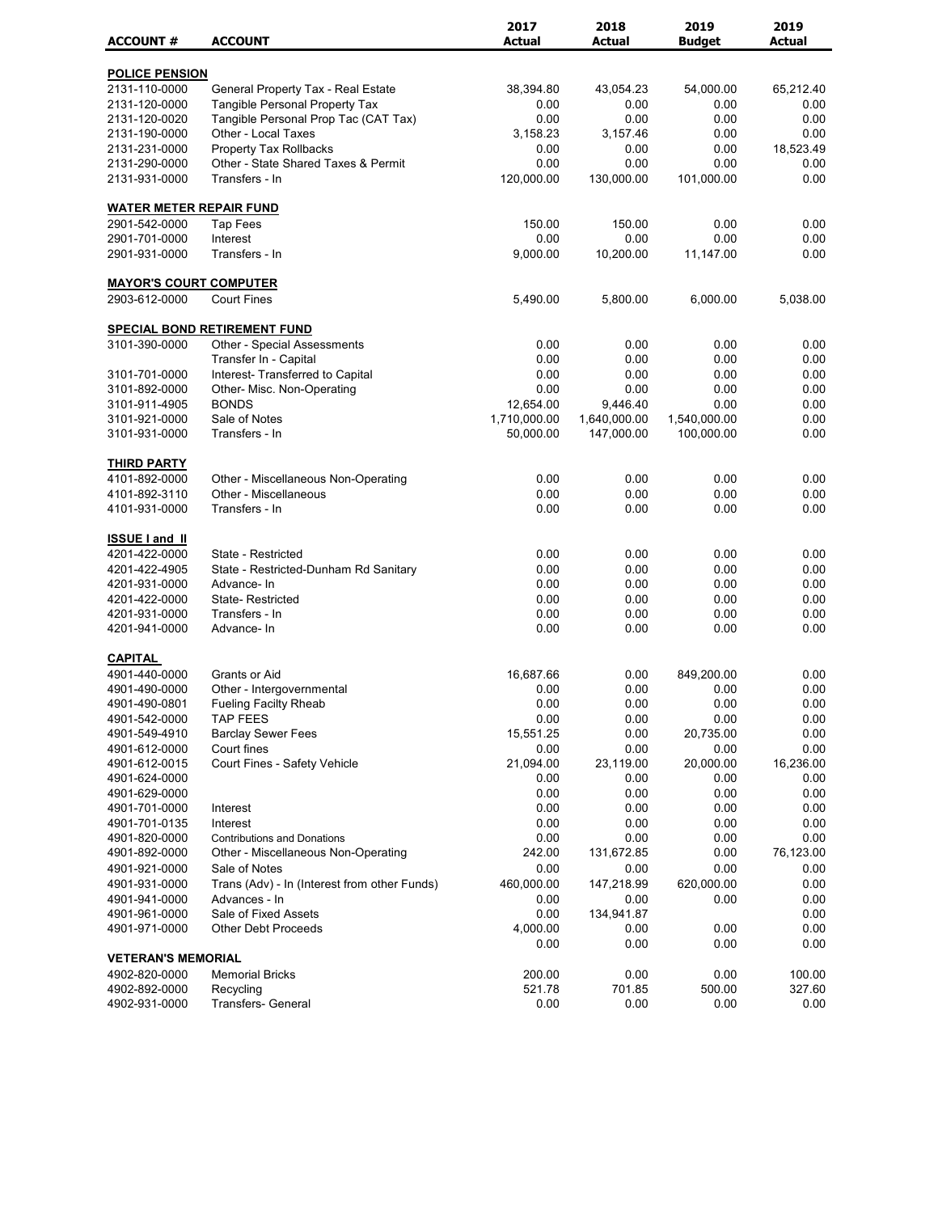| ACCOUNT # | ACCOUNT | 2017 Actual | 2018 Actual | 2019 Budget | 2019 Actual |
|---|---|---|---|---|---|
| **POLICE PENSION** | | | | | |
| 2131-110-0000 | General Property Tax - Real Estate | 38,394.80 | 43,054.23 | 54,000.00 | 65,212.40 |
| 2131-120-0000 | Tangible Personal Property Tax | 0.00 | 0.00 | 0.00 | 0.00 |
| 2131-120-0020 | Tangible Personal Prop Tac (CAT Tax) | 0.00 | 0.00 | 0.00 | 0.00 |
| 2131-190-0000 | Other - Local Taxes | 3,158.23 | 3,157.46 | 0.00 | 0.00 |
| 2131-231-0000 | Property Tax Rollbacks | 0.00 | 0.00 | 0.00 | 18,523.49 |
| 2131-290-0000 | Other - State Shared Taxes & Permit | 0.00 | 0.00 | 0.00 | 0.00 |
| 2131-931-0000 | Transfers - In | 120,000.00 | 130,000.00 | 101,000.00 | 0.00 |
| **WATER METER REPAIR FUND** | | | | | |
| 2901-542-0000 | Tap Fees | 150.00 | 150.00 | 0.00 | 0.00 |
| 2901-701-0000 | Interest | 0.00 | 0.00 | 0.00 | 0.00 |
| 2901-931-0000 | Transfers - In | 9,000.00 | 10,200.00 | 11,147.00 | 0.00 |
| **MAYOR'S COURT COMPUTER** | | | | | |
| 2903-612-0000 | Court Fines | 5,490.00 | 5,800.00 | 6,000.00 | 5,038.00 |
| **SPECIAL BOND RETIREMENT FUND** | | | | | |
| 3101-390-0000 | Other - Special Assessments | 0.00 | 0.00 | 0.00 | 0.00 |
| | Transfer In - Capital | 0.00 | 0.00 | 0.00 | 0.00 |
| 3101-701-0000 | Interest- Transferred to Capital | 0.00 | 0.00 | 0.00 | 0.00 |
| 3101-892-0000 | Other- Misc. Non-Operating | 0.00 | 0.00 | 0.00 | 0.00 |
| 3101-911-4905 | BONDS | 12,654.00 | 9,446.40 | 0.00 | 0.00 |
| 3101-921-0000 | Sale of Notes | 1,710,000.00 | 1,640,000.00 | 1,540,000.00 | 0.00 |
| 3101-931-0000 | Transfers - In | 50,000.00 | 147,000.00 | 100,000.00 | 0.00 |
| **THIRD PARTY** | | | | | |
| 4101-892-0000 | Other - Miscellaneous Non-Operating | 0.00 | 0.00 | 0.00 | 0.00 |
| 4101-892-3110 | Other - Miscellaneous | 0.00 | 0.00 | 0.00 | 0.00 |
| 4101-931-0000 | Transfers - In | 0.00 | 0.00 | 0.00 | 0.00 |
| **ISSUE I and II** | | | | | |
| 4201-422-0000 | State - Restricted | 0.00 | 0.00 | 0.00 | 0.00 |
| 4201-422-4905 | State - Restricted-Dunham Rd Sanitary | 0.00 | 0.00 | 0.00 | 0.00 |
| 4201-931-0000 | Advance- In | 0.00 | 0.00 | 0.00 | 0.00 |
| 4201-422-0000 | State- Restricted | 0.00 | 0.00 | 0.00 | 0.00 |
| 4201-931-0000 | Transfers - In | 0.00 | 0.00 | 0.00 | 0.00 |
| 4201-941-0000 | Advance- In | 0.00 | 0.00 | 0.00 | 0.00 |
| **CAPITAL** | | | | | |
| 4901-440-0000 | Grants or Aid | 16,687.66 | 0.00 | 849,200.00 | 0.00 |
| 4901-490-0000 | Other - Intergovernmental | 0.00 | 0.00 | 0.00 | 0.00 |
| 4901-490-0801 | Fueling Facilty Rheab | 0.00 | 0.00 | 0.00 | 0.00 |
| 4901-542-0000 | TAP FEES | 0.00 | 0.00 | 0.00 | 0.00 |
| 4901-549-4910 | Barclay Sewer Fees | 15,551.25 | 0.00 | 20,735.00 | 0.00 |
| 4901-612-0000 | Court fines | 0.00 | 0.00 | 0.00 | 0.00 |
| 4901-612-0015 | Court Fines - Safety Vehicle | 21,094.00 | 23,119.00 | 20,000.00 | 16,236.00 |
| 4901-624-0000 | | 0.00 | 0.00 | 0.00 | 0.00 |
| 4901-629-0000 | | 0.00 | 0.00 | 0.00 | 0.00 |
| 4901-701-0000 | Interest | 0.00 | 0.00 | 0.00 | 0.00 |
| 4901-701-0135 | Interest | 0.00 | 0.00 | 0.00 | 0.00 |
| 4901-820-0000 | Contributions and Donations | 0.00 | 0.00 | 0.00 | 0.00 |
| 4901-892-0000 | Other - Miscellaneous Non-Operating | 242.00 | 131,672.85 | 0.00 | 76,123.00 |
| 4901-921-0000 | Sale of Notes | 0.00 | 0.00 | 0.00 | 0.00 |
| 4901-931-0000 | Trans (Adv) - In (Interest from other Funds) | 460,000.00 | 147,218.99 | 620,000.00 | 0.00 |
| 4901-941-0000 | Advances - In | 0.00 | 0.00 | 0.00 | 0.00 |
| 4901-961-0000 | Sale of Fixed Assets | 0.00 | 134,941.87 | | 0.00 |
| 4901-971-0000 | Other Debt Proceeds | 4,000.00 | 0.00 | 0.00 | 0.00 |
| | | 0.00 | 0.00 | 0.00 | 0.00 |
| **VETERAN'S MEMORIAL** | | | | | |
| 4902-820-0000 | Memorial Bricks | 200.00 | 0.00 | 0.00 | 100.00 |
| 4902-892-0000 | Recycling | 521.78 | 701.85 | 500.00 | 327.60 |
| 4902-931-0000 | Transfers- General | 0.00 | 0.00 | 0.00 | 0.00 |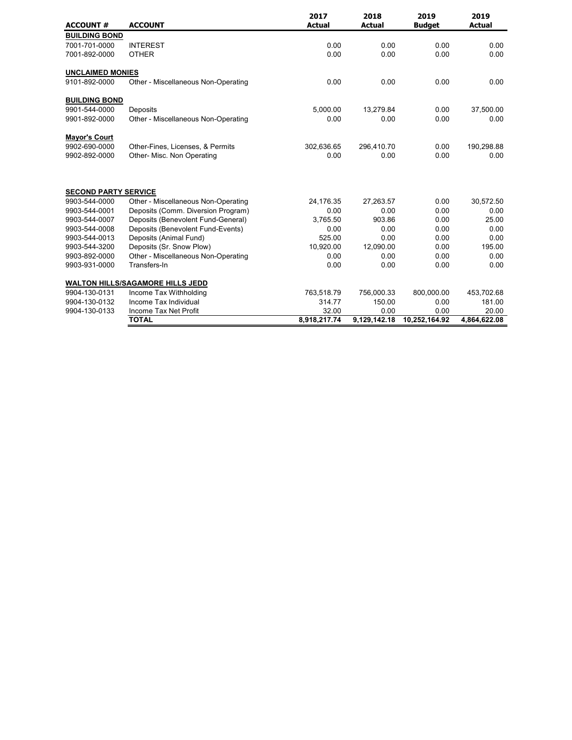| ACCOUNT # | ACCOUNT | 2017 Actual | 2018 Actual | 2019 Budget | 2019 Actual |
|---|---|---|---|---|---|
| **BUILDING BOND** | | | | | |
| 7001-701-0000 | INTEREST | 0.00 | 0.00 | 0.00 | 0.00 |
| 7001-892-0000 | OTHER | 0.00 | 0.00 | 0.00 | 0.00 |
| **UNCLAIMED MONIES** | | | | | |
| 9101-892-0000 | Other - Miscellaneous Non-Operating | 0.00 | 0.00 | 0.00 | 0.00 |
| **BUILDING BOND** | | | | | |
| 9901-544-0000 | Deposits | 5,000.00 | 13,279.84 | 0.00 | 37,500.00 |
| 9901-892-0000 | Other - Miscellaneous Non-Operating | 0.00 | 0.00 | 0.00 | 0.00 |
| **Mayor's Court** | | | | | |
| 9902-690-0000 | Other-Fines, Licenses, & Permits | 302,636.65 | 296,410.70 | 0.00 | 190,298.88 |
| 9902-892-0000 | Other- Misc. Non Operating | 0.00 | 0.00 | 0.00 | 0.00 |
| **SECOND PARTY SERVICE** | | | | | |
| 9903-544-0000 | Other - Miscellaneous Non-Operating | 24,176.35 | 27,263.57 | 0.00 | 30,572.50 |
| 9903-544-0001 | Deposits (Comm. Diversion Program) | 0.00 | 0.00 | 0.00 | 0.00 |
| 9903-544-0007 | Deposits (Benevolent Fund-General) | 3,765.50 | 903.86 | 0.00 | 25.00 |
| 9903-544-0008 | Deposits (Benevolent Fund-Events) | 0.00 | 0.00 | 0.00 | 0.00 |
| 9903-544-0013 | Deposits (Animal Fund) | 525.00 | 0.00 | 0.00 | 0.00 |
| 9903-544-3200 | Deposits (Sr. Snow Plow) | 10,920.00 | 12,090.00 | 0.00 | 195.00 |
| 9903-892-0000 | Other - Miscellaneous Non-Operating | 0.00 | 0.00 | 0.00 | 0.00 |
| 9903-931-0000 | Transfers-In | 0.00 | 0.00 | 0.00 | 0.00 |
| **WALTON HILLS/SAGAMORE HILLS JEDD** | | | | | |
| 9904-130-0131 | Income Tax Withholding | 763,518.79 | 756,000.33 | 800,000.00 | 453,702.68 |
| 9904-130-0132 | Income Tax Individual | 314.77 | 150.00 | 0.00 | 181.00 |
| 9904-130-0133 | Income Tax Net Profit | 32.00 | 0.00 | 0.00 | 20.00 |
| | **TOTAL** | **8,918,217.74** | **9,129,142.18** | **10,252,164.92** | **4,864,622.08** |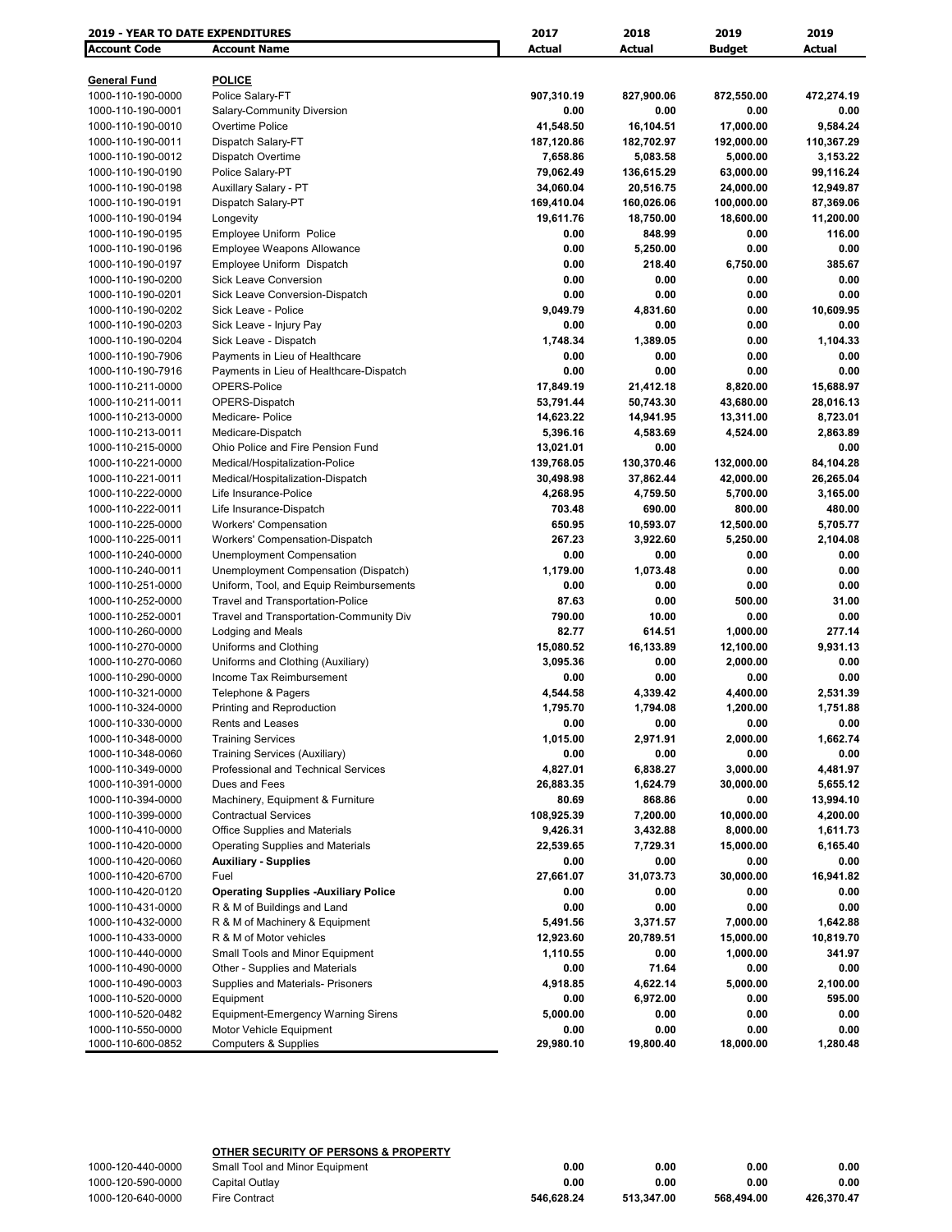| 2019 - YEAR TO DATE EXPENDITURES | | 2017 | 2018 | 2019 | 2019 |
|---|---|---|---|---|---|
| **Account Code** | **Account Name** | **Actual** | **Actual** | **Budget** | **Actual** |
| **General Fund** | **POLICE** | | | | |
| 1000-110-190-0000 | Police Salary-FT | 907,310.19 | 827,900.06 | 872,550.00 | 472,274.19 |
| 1000-110-190-0001 | Salary-Community Diversion | 0.00 | 0.00 | 0.00 | 0.00 |
| 1000-110-190-0010 | Overtime Police | 41,548.50 | 16,104.51 | 17,000.00 | 9,584.24 |
| 1000-110-190-0011 | Dispatch Salary-FT | 187,120.86 | 182,702.97 | 192,000.00 | 110,367.29 |
| 1000-110-190-0012 | Dispatch Overtime | 7,658.86 | 5,083.58 | 5,000.00 | 3,153.22 |
| 1000-110-190-0190 | Police Salary-PT | 79,062.49 | 136,615.29 | 63,000.00 | 99,116.24 |
| 1000-110-190-0198 | Auxillary Salary - PT | 34,060.04 | 20,516.75 | 24,000.00 | 12,949.87 |
| 1000-110-190-0191 | Dispatch Salary-PT | 169,410.04 | 160,026.06 | 100,000.00 | 87,369.06 |
| 1000-110-190-0194 | Longevity | 19,611.76 | 18,750.00 | 18,600.00 | 11,200.00 |
| 1000-110-190-0195 | Employee Uniform Police | 0.00 | 848.99 | 0.00 | 116.00 |
| 1000-110-190-0196 | Employee Weapons Allowance | 0.00 | 5,250.00 | 0.00 | 0.00 |
| 1000-110-190-0197 | Employee Uniform Dispatch | 0.00 | 218.40 | 6,750.00 | 385.67 |
| 1000-110-190-0200 | Sick Leave Conversion | 0.00 | 0.00 | 0.00 | 0.00 |
| 1000-110-190-0201 | Sick Leave Conversion-Dispatch | 0.00 | 0.00 | 0.00 | 0.00 |
| 1000-110-190-0202 | Sick Leave - Police | 9,049.79 | 4,831.60 | 0.00 | 10,609.95 |
| 1000-110-190-0203 | Sick Leave - Injury Pay | 0.00 | 0.00 | 0.00 | 0.00 |
| 1000-110-190-0204 | Sick Leave - Dispatch | 1,748.34 | 1,389.05 | 0.00 | 1,104.33 |
| 1000-110-190-7906 | Payments in Lieu of Healthcare | 0.00 | 0.00 | 0.00 | 0.00 |
| 1000-110-190-7916 | Payments in Lieu of Healthcare-Dispatch | 0.00 | 0.00 | 0.00 | 0.00 |
| 1000-110-211-0000 | OPERS-Police | 17,849.19 | 21,412.18 | 8,820.00 | 15,688.97 |
| 1000-110-211-0011 | OPERS-Dispatch | 53,791.44 | 50,743.30 | 43,680.00 | 28,016.13 |
| 1000-110-213-0000 | Medicare- Police | 14,623.22 | 14,941.95 | 13,311.00 | 8,723.01 |
| 1000-110-213-0011 | Medicare-Dispatch | 5,396.16 | 4,583.69 | 4,524.00 | 2,863.89 |
| 1000-110-215-0000 | Ohio Police and Fire Pension Fund | 13,021.01 | 0.00 | | 0.00 |
| 1000-110-221-0000 | Medical/Hospitalization-Police | 139,768.05 | 130,370.46 | 132,000.00 | 84,104.28 |
| 1000-110-221-0011 | Medical/Hospitalization-Dispatch | 30,498.98 | 37,862.44 | 42,000.00 | 26,265.04 |
| 1000-110-222-0000 | Life Insurance-Police | 4,268.95 | 4,759.50 | 5,700.00 | 3,165.00 |
| 1000-110-222-0011 | Life Insurance-Dispatch | 703.48 | 690.00 | 800.00 | 480.00 |
| 1000-110-225-0000 | Workers' Compensation | 650.95 | 10,593.07 | 12,500.00 | 5,705.77 |
| 1000-110-225-0011 | Workers' Compensation-Dispatch | 267.23 | 3,922.60 | 5,250.00 | 2,104.08 |
| 1000-110-240-0000 | Unemployment Compensation | 0.00 | 0.00 | 0.00 | 0.00 |
| 1000-110-240-0011 | Unemployment Compensation (Dispatch) | 1,179.00 | 1,073.48 | 0.00 | 0.00 |
| 1000-110-251-0000 | Uniform, Tool, and Equip Reimbursements | 0.00 | 0.00 | 0.00 | 0.00 |
| 1000-110-252-0000 | Travel and Transportation-Police | 87.63 | 0.00 | 500.00 | 31.00 |
| 1000-110-252-0001 | Travel and Transportation-Community Div | 790.00 | 10.00 | 0.00 | 0.00 |
| 1000-110-260-0000 | Lodging and Meals | 82.77 | 614.51 | 1,000.00 | 277.14 |
| 1000-110-270-0000 | Uniforms and Clothing | 15,080.52 | 16,133.89 | 12,100.00 | 9,931.13 |
| 1000-110-270-0060 | Uniforms and Clothing (Auxiliary) | 3,095.36 | 0.00 | 2,000.00 | 0.00 |
| 1000-110-290-0000 | Income Tax Reimbursement | 0.00 | 0.00 | 0.00 | 0.00 |
| 1000-110-321-0000 | Telephone & Pagers | 4,544.58 | 4,339.42 | 4,400.00 | 2,531.39 |
| 1000-110-324-0000 | Printing and Reproduction | 1,795.70 | 1,794.08 | 1,200.00 | 1,751.88 |
| 1000-110-330-0000 | Rents and Leases | 0.00 | 0.00 | 0.00 | 0.00 |
| 1000-110-348-0000 | Training Services | 1,015.00 | 2,971.91 | 2,000.00 | 1,662.74 |
| 1000-110-348-0060 | Training Services (Auxiliary) | 0.00 | 0.00 | 0.00 | 0.00 |
| 1000-110-349-0000 | Professional and Technical Services | 4,827.01 | 6,838.27 | 3,000.00 | 4,481.97 |
| 1000-110-391-0000 | Dues and Fees | 26,883.35 | 1,624.79 | 30,000.00 | 5,655.12 |
| 1000-110-394-0000 | Machinery, Equipment & Furniture | 80.69 | 868.86 | 0.00 | 13,994.10 |
| 1000-110-399-0000 | Contractual Services | 108,925.39 | 7,200.00 | 10,000.00 | 4,200.00 |
| 1000-110-410-0000 | Office Supplies and Materials | 9,426.31 | 3,432.88 | 8,000.00 | 1,611.73 |
| 1000-110-420-0000 | Operating Supplies and Materials | 22,539.65 | 7,729.31 | 15,000.00 | 6,165.40 |
| 1000-110-420-0060 | **Auxiliary - Supplies** | 0.00 | 0.00 | 0.00 | 0.00 |
| 1000-110-420-6700 | Fuel | 27,661.07 | 31,073.73 | 30,000.00 | 16,941.82 |
| 1000-110-420-0120 | **Operating Supplies -Auxiliary Police** | 0.00 | 0.00 | 0.00 | 0.00 |
| 1000-110-431-0000 | R & M of Buildings and Land | 0.00 | 0.00 | 0.00 | 0.00 |
| 1000-110-432-0000 | R & M of Machinery & Equipment | 5,491.56 | 3,371.57 | 7,000.00 | 1,642.88 |
| 1000-110-433-0000 | R & M of Motor vehicles | 12,923.60 | 20,789.51 | 15,000.00 | 10,819.70 |
| 1000-110-440-0000 | Small Tools and Minor Equipment | 1,110.55 | 0.00 | 1,000.00 | 341.97 |
| 1000-110-490-0000 | Other - Supplies and Materials | 0.00 | 71.64 | 0.00 | 0.00 |
| 1000-110-490-0003 | Supplies and Materials- Prisoners | 4,918.85 | 4,622.14 | 5,000.00 | 2,100.00 |
| 1000-110-520-0000 | Equipment | 0.00 | 6,972.00 | 0.00 | 595.00 |
| 1000-110-520-0482 | Equipment-Emergency Warning Sirens | 5,000.00 | 0.00 | 0.00 | 0.00 |
| 1000-110-550-0000 | Motor Vehicle Equipment | 0.00 | 0.00 | 0.00 | 0.00 |
| 1000-110-600-0852 | Computers & Supplies | 29,980.10 | 19,800.40 | 18,000.00 | 1,280.48 |
| | **OTHER SECURITY OF PERSONS & PROPERTY** | | | | |
| 1000-120-440-0000 | Small Tool and Minor Equipment | 0.00 | 0.00 | 0.00 | 0.00 |
| 1000-120-590-0000 | Capital Outlay | 0.00 | 0.00 | 0.00 | 0.00 |
| 1000-120-640-0000 | Fire Contract | 546,628.24 | 513,347.00 | 568,494.00 | 426,370.47 |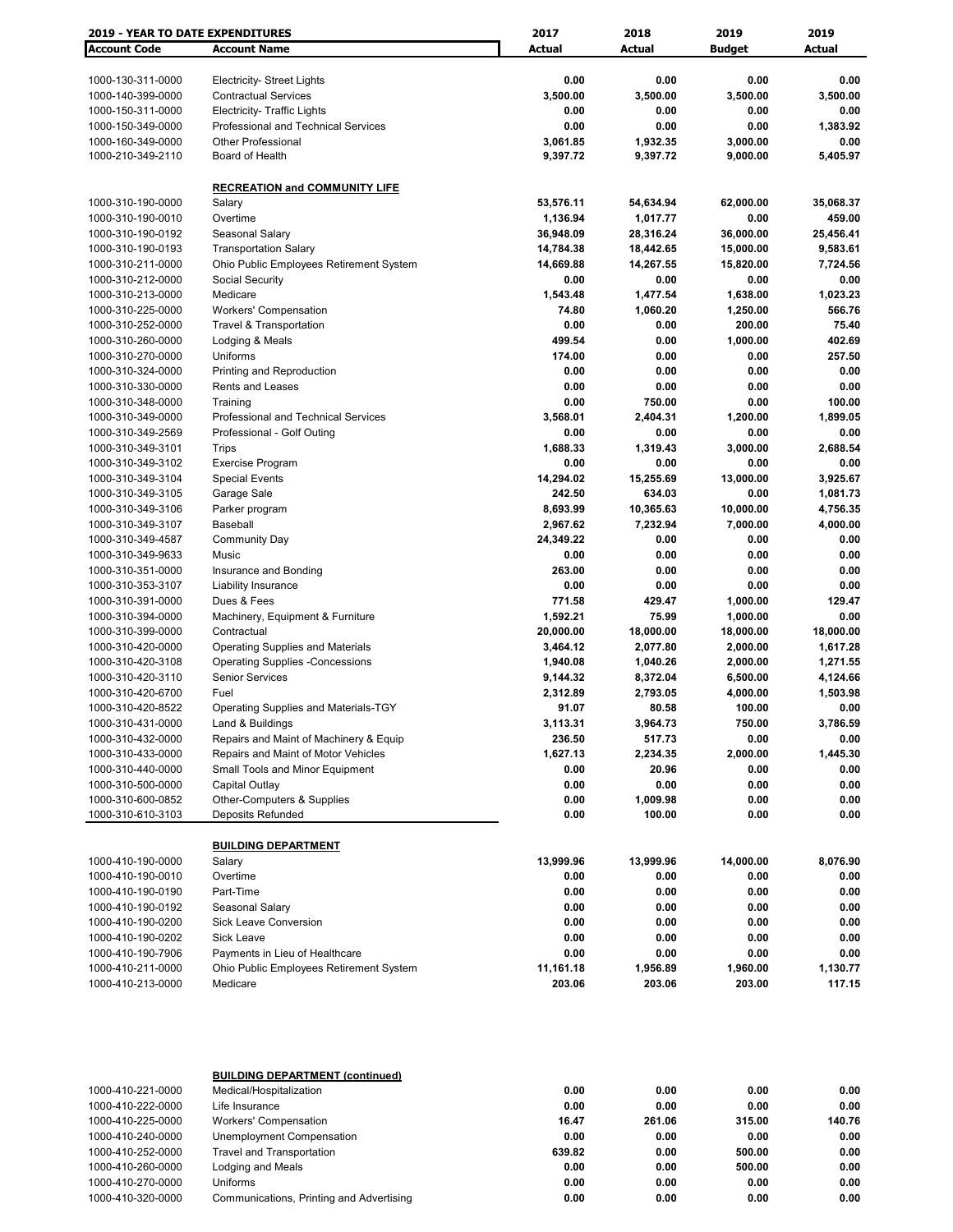| 2019 - YEAR TO DATE EXPENDITURES | | 2017 | 2018 | 2019 | 2019 |
|---|---|---|---|---|---|
| **Account Code** | **Account Name** | **Actual** | **Actual** | **Budget** | **Actual** |
| 1000-130-311-0000 | Electricity- Street Lights | 0.00 | 0.00 | 0.00 | 0.00 |
| 1000-140-399-0000 | Contractual Services | 3,500.00 | 3,500.00 | 3,500.00 | 3,500.00 |
| 1000-150-311-0000 | Electricity- Traffic Lights | 0.00 | 0.00 | 0.00 | 0.00 |
| 1000-150-349-0000 | Professional and Technical Services | 0.00 | 0.00 | 0.00 | 1,383.92 |
| 1000-160-349-0000 | Other Professional | 3,061.85 | 1,932.35 | 3,000.00 | 0.00 |
| 1000-210-349-2110 | Board of Health | 9,397.72 | 9,397.72 | 9,000.00 | 5,405.97 |
| | **RECREATION and COMMUNITY LIFE** | | | | |
| 1000-310-190-0000 | Salary | 53,576.11 | 54,634.94 | 62,000.00 | 35,068.37 |
| 1000-310-190-0010 | Overtime | 1,136.94 | 1,017.77 | 0.00 | 459.00 |
| 1000-310-190-0192 | Seasonal Salary | 36,948.09 | 28,316.24 | 36,000.00 | 25,456.41 |
| 1000-310-190-0193 | Transportation Salary | 14,784.38 | 18,442.65 | 15,000.00 | 9,583.61 |
| 1000-310-211-0000 | Ohio Public Employees Retirement System | 14,669.88 | 14,267.55 | 15,820.00 | 7,724.56 |
| 1000-310-212-0000 | Social Security | 0.00 | 0.00 | 0.00 | 0.00 |
| 1000-310-213-0000 | Medicare | 1,543.48 | 1,477.54 | 1,638.00 | 1,023.23 |
| 1000-310-225-0000 | Workers' Compensation | 74.80 | 1,060.20 | 1,250.00 | 566.76 |
| 1000-310-252-0000 | Travel & Transportation | 0.00 | 0.00 | 200.00 | 75.40 |
| 1000-310-260-0000 | Lodging & Meals | 499.54 | 0.00 | 1,000.00 | 402.69 |
| 1000-310-270-0000 | Uniforms | 174.00 | 0.00 | 0.00 | 257.50 |
| 1000-310-324-0000 | Printing and Reproduction | 0.00 | 0.00 | 0.00 | 0.00 |
| 1000-310-330-0000 | Rents and Leases | 0.00 | 0.00 | 0.00 | 0.00 |
| 1000-310-348-0000 | Training | 0.00 | 750.00 | 0.00 | 100.00 |
| 1000-310-349-0000 | Professional and Technical Services | 3,568.01 | 2,404.31 | 1,200.00 | 1,899.05 |
| 1000-310-349-2569 | Professional - Golf Outing | 0.00 | 0.00 | 0.00 | 0.00 |
| 1000-310-349-3101 | Trips | 1,688.33 | 1,319.43 | 3,000.00 | 2,688.54 |
| 1000-310-349-3102 | Exercise Program | 0.00 | 0.00 | 0.00 | 0.00 |
| 1000-310-349-3104 | Special Events | 14,294.02 | 15,255.69 | 13,000.00 | 3,925.67 |
| 1000-310-349-3105 | Garage Sale | 242.50 | 634.03 | 0.00 | 1,081.73 |
| 1000-310-349-3106 | Parker program | 8,693.99 | 10,365.63 | 10,000.00 | 4,756.35 |
| 1000-310-349-3107 | Baseball | 2,967.62 | 7,232.94 | 7,000.00 | 4,000.00 |
| 1000-310-349-4587 | Community Day | 24,349.22 | 0.00 | 0.00 | 0.00 |
| 1000-310-349-9633 | Music | 0.00 | 0.00 | 0.00 | 0.00 |
| 1000-310-351-0000 | Insurance and Bonding | 263.00 | 0.00 | 0.00 | 0.00 |
| 1000-310-353-3107 | Liability Insurance | 0.00 | 0.00 | 0.00 | 0.00 |
| 1000-310-391-0000 | Dues & Fees | 771.58 | 429.47 | 1,000.00 | 129.47 |
| 1000-310-394-0000 | Machinery, Equipment & Furniture | 1,592.21 | 75.99 | 1,000.00 | 0.00 |
| 1000-310-399-0000 | Contractual | 20,000.00 | 18,000.00 | 18,000.00 | 18,000.00 |
| 1000-310-420-0000 | Operating Supplies and Materials | 3,464.12 | 2,077.80 | 2,000.00 | 1,617.28 |
| 1000-310-420-3108 | Operating Supplies -Concessions | 1,940.08 | 1,040.26 | 2,000.00 | 1,271.55 |
| 1000-310-420-3110 | Senior Services | 9,144.32 | 8,372.04 | 6,500.00 | 4,124.66 |
| 1000-310-420-6700 | Fuel | 2,312.89 | 2,793.05 | 4,000.00 | 1,503.98 |
| 1000-310-420-8522 | Operating Supplies and Materials-TGY | 91.07 | 80.58 | 100.00 | 0.00 |
| 1000-310-431-0000 | Land & Buildings | 3,113.31 | 3,964.73 | 750.00 | 3,786.59 |
| 1000-310-432-0000 | Repairs and Maint of Machinery & Equip | 236.50 | 517.73 | 0.00 | 0.00 |
| 1000-310-433-0000 | Repairs and Maint of Motor Vehicles | 1,627.13 | 2,234.35 | 2,000.00 | 1,445.30 |
| 1000-310-440-0000 | Small Tools and Minor Equipment | 0.00 | 20.96 | 0.00 | 0.00 |
| 1000-310-500-0000 | Capital Outlay | 0.00 | 0.00 | 0.00 | 0.00 |
| 1000-310-600-0852 | Other-Computers & Supplies | 0.00 | 1,009.98 | 0.00 | 0.00 |
| 1000-310-610-3103 | Deposits Refunded | 0.00 | 100.00 | 0.00 | 0.00 |
| | **BUILDING DEPARTMENT** | | | | |
| 1000-410-190-0000 | Salary | 13,999.96 | 13,999.96 | 14,000.00 | 8,076.90 |
| 1000-410-190-0010 | Overtime | 0.00 | 0.00 | 0.00 | 0.00 |
| 1000-410-190-0190 | Part-Time | 0.00 | 0.00 | 0.00 | 0.00 |
| 1000-410-190-0192 | Seasonal Salary | 0.00 | 0.00 | 0.00 | 0.00 |
| 1000-410-190-0200 | Sick Leave Conversion | 0.00 | 0.00 | 0.00 | 0.00 |
| 1000-410-190-0202 | Sick Leave | 0.00 | 0.00 | 0.00 | 0.00 |
| 1000-410-190-7906 | Payments in Lieu of Healthcare | 0.00 | 0.00 | 0.00 | 0.00 |
| 1000-410-211-0000 | Ohio Public Employees Retirement System | 11,161.18 | 1,956.89 | 1,960.00 | 1,130.77 |
| 1000-410-213-0000 | Medicare | 203.06 | 203.06 | 203.00 | 117.15 |
| | **BUILDING DEPARTMENT (continued)** | | | | |
| 1000-410-221-0000 | Medical/Hospitalization | 0.00 | 0.00 | 0.00 | 0.00 |
| 1000-410-222-0000 | Life Insurance | 0.00 | 0.00 | 0.00 | 0.00 |
| 1000-410-225-0000 | Workers' Compensation | 16.47 | 261.06 | 315.00 | 140.76 |
| 1000-410-240-0000 | Unemployment Compensation | 0.00 | 0.00 | 0.00 | 0.00 |
| 1000-410-252-0000 | Travel and Transportation | 639.82 | 0.00 | 500.00 | 0.00 |
| 1000-410-260-0000 | Lodging and Meals | 0.00 | 0.00 | 500.00 | 0.00 |
| 1000-410-270-0000 | Uniforms | 0.00 | 0.00 | 0.00 | 0.00 |
| 1000-410-320-0000 | Communications, Printing and Advertising | 0.00 | 0.00 | 0.00 | 0.00 |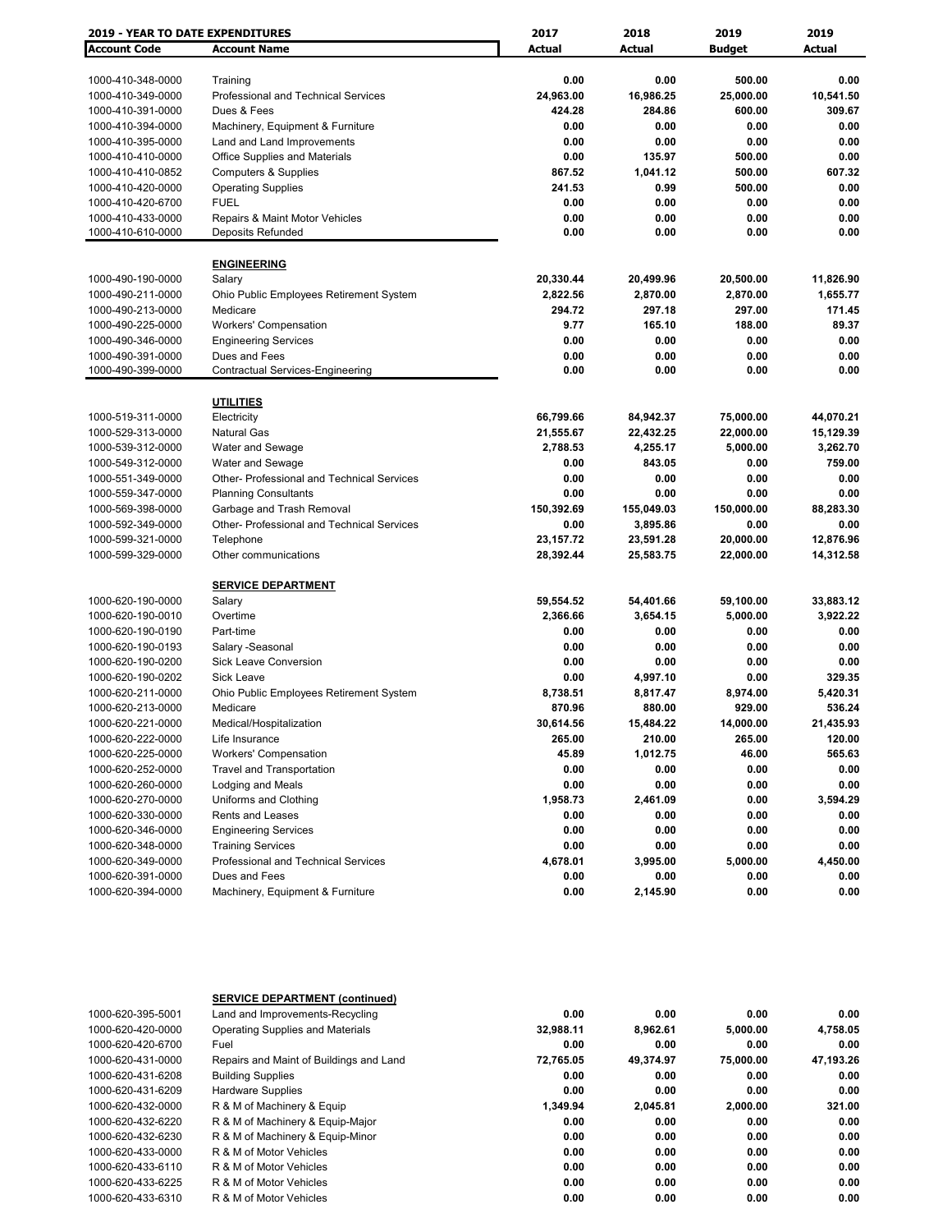**2019 - YEAR TO DATE EXPENDITURES**

| Account Code | Account Name | 2017 Actual | 2018 Actual | 2019 Budget | 2019 Actual |
|---|---|---|---|---|---|
| 1000-410-348-0000 | Training | 0.00 | 0.00 | 500.00 | 0.00 |
| 1000-410-349-0000 | Professional and Technical Services | 24,963.00 | 16,986.25 | 25,000.00 | 10,541.50 |
| 1000-410-391-0000 | Dues & Fees | 424.28 | 284.86 | 600.00 | 309.67 |
| 1000-410-394-0000 | Machinery, Equipment & Furniture | 0.00 | 0.00 | 0.00 | 0.00 |
| 1000-410-395-0000 | Land and Land Improvements | 0.00 | 0.00 | 0.00 | 0.00 |
| 1000-410-410-0000 | Office Supplies and Materials | 0.00 | 135.97 | 500.00 | 0.00 |
| 1000-410-410-0852 | Computers & Supplies | 867.52 | 1,041.12 | 500.00 | 607.32 |
| 1000-410-420-0000 | Operating Supplies | 241.53 | 0.99 | 500.00 | 0.00 |
| 1000-410-420-6700 | FUEL | 0.00 | 0.00 | 0.00 | 0.00 |
| 1000-410-433-0000 | Repairs & Maint Motor Vehicles | 0.00 | 0.00 | 0.00 | 0.00 |
| 1000-410-610-0000 | Deposits Refunded | 0.00 | 0.00 | 0.00 | 0.00 |
| | **ENGINEERING** | | | | |
| 1000-490-190-0000 | Salary | 20,330.44 | 20,499.96 | 20,500.00 | 11,826.90 |
| 1000-490-211-0000 | Ohio Public Employees Retirement System | 2,822.56 | 2,870.00 | 2,870.00 | 1,655.77 |
| 1000-490-213-0000 | Medicare | 294.72 | 297.18 | 297.00 | 171.45 |
| 1000-490-225-0000 | Workers' Compensation | 9.77 | 165.10 | 188.00 | 89.37 |
| 1000-490-346-0000 | Engineering Services | 0.00 | 0.00 | 0.00 | 0.00 |
| 1000-490-391-0000 | Dues and Fees | 0.00 | 0.00 | 0.00 | 0.00 |
| 1000-490-399-0000 | Contractual Services-Engineering | 0.00 | 0.00 | 0.00 | 0.00 |
| | **UTILITIES** | | | | |
| 1000-519-311-0000 | Electricity | 66,799.66 | 84,942.37 | 75,000.00 | 44,070.21 |
| 1000-529-313-0000 | Natural Gas | 21,555.67 | 22,432.25 | 22,000.00 | 15,129.39 |
| 1000-539-312-0000 | Water and Sewage | 2,788.53 | 4,255.17 | 5,000.00 | 3,262.70 |
| 1000-549-312-0000 | Water and Sewage | 0.00 | 843.05 | 0.00 | 759.00 |
| 1000-551-349-0000 | Other- Professional and Technical Services | 0.00 | 0.00 | 0.00 | 0.00 |
| 1000-559-347-0000 | Planning Consultants | 0.00 | 0.00 | 0.00 | 0.00 |
| 1000-569-398-0000 | Garbage and Trash Removal | 150,392.69 | 155,049.03 | 150,000.00 | 88,283.30 |
| 1000-592-349-0000 | Other- Professional and Technical Services | 0.00 | 3,895.86 | 0.00 | 0.00 |
| 1000-599-321-0000 | Telephone | 23,157.72 | 23,591.28 | 20,000.00 | 12,876.96 |
| 1000-599-329-0000 | Other communications | 28,392.44 | 25,583.75 | 22,000.00 | 14,312.58 |
| | **SERVICE DEPARTMENT** | | | | |
| 1000-620-190-0000 | Salary | 59,554.52 | 54,401.66 | 59,100.00 | 33,883.12 |
| 1000-620-190-0010 | Overtime | 2,366.66 | 3,654.15 | 5,000.00 | 3,922.22 |
| 1000-620-190-0190 | Part-time | 0.00 | 0.00 | 0.00 | 0.00 |
| 1000-620-190-0193 | Salary -Seasonal | 0.00 | 0.00 | 0.00 | 0.00 |
| 1000-620-190-0200 | Sick Leave Conversion | 0.00 | 0.00 | 0.00 | 0.00 |
| 1000-620-190-0202 | Sick Leave | 0.00 | 4,997.10 | 0.00 | 329.35 |
| 1000-620-211-0000 | Ohio Public Employees Retirement System | 8,738.51 | 8,817.47 | 8,974.00 | 5,420.31 |
| 1000-620-213-0000 | Medicare | 870.96 | 880.00 | 929.00 | 536.24 |
| 1000-620-221-0000 | Medical/Hospitalization | 30,614.56 | 15,484.22 | 14,000.00 | 21,435.93 |
| 1000-620-222-0000 | Life Insurance | 265.00 | 210.00 | 265.00 | 120.00 |
| 1000-620-225-0000 | Workers' Compensation | 45.89 | 1,012.75 | 46.00 | 565.63 |
| 1000-620-252-0000 | Travel and Transportation | 0.00 | 0.00 | 0.00 | 0.00 |
| 1000-620-260-0000 | Lodging and Meals | 0.00 | 0.00 | 0.00 | 0.00 |
| 1000-620-270-0000 | Uniforms and Clothing | 1,958.73 | 2,461.09 | 0.00 | 3,594.29 |
| 1000-620-330-0000 | Rents and Leases | 0.00 | 0.00 | 0.00 | 0.00 |
| 1000-620-346-0000 | Engineering Services | 0.00 | 0.00 | 0.00 | 0.00 |
| 1000-620-348-0000 | Training Services | 0.00 | 0.00 | 0.00 | 0.00 |
| 1000-620-349-0000 | Professional and Technical Services | 4,678.01 | 3,995.00 | 5,000.00 | 4,450.00 |
| 1000-620-391-0000 | Dues and Fees | 0.00 | 0.00 | 0.00 | 0.00 |
| 1000-620-394-0000 | Machinery, Equipment & Furniture | 0.00 | 2,145.90 | 0.00 | 0.00 |
| | **SERVICE DEPARTMENT (continued)** | | | | |
| 1000-620-395-5001 | Land and Improvements-Recycling | 0.00 | 0.00 | 0.00 | 0.00 |
| 1000-620-420-0000 | Operating Supplies and Materials | 32,988.11 | 8,962.61 | 5,000.00 | 4,758.05 |
| 1000-620-420-6700 | Fuel | 0.00 | 0.00 | 0.00 | 0.00 |
| 1000-620-431-0000 | Repairs and Maint of Buildings and Land | 72,765.05 | 49,374.97 | 75,000.00 | 47,193.26 |
| 1000-620-431-6208 | Building Supplies | 0.00 | 0.00 | 0.00 | 0.00 |
| 1000-620-431-6209 | Hardware Supplies | 0.00 | 0.00 | 0.00 | 0.00 |
| 1000-620-432-0000 | R & M of Machinery & Equip | 1,349.94 | 2,045.81 | 2,000.00 | 321.00 |
| 1000-620-432-6220 | R & M of Machinery & Equip-Major | 0.00 | 0.00 | 0.00 | 0.00 |
| 1000-620-432-6230 | R & M of Machinery & Equip-Minor | 0.00 | 0.00 | 0.00 | 0.00 |
| 1000-620-433-0000 | R & M of Motor Vehicles | 0.00 | 0.00 | 0.00 | 0.00 |
| 1000-620-433-6110 | R & M of Motor Vehicles | 0.00 | 0.00 | 0.00 | 0.00 |
| 1000-620-433-6225 | R & M of Motor Vehicles | 0.00 | 0.00 | 0.00 | 0.00 |
| 1000-620-433-6310 | R & M of Motor Vehicles | 0.00 | 0.00 | 0.00 | 0.00 |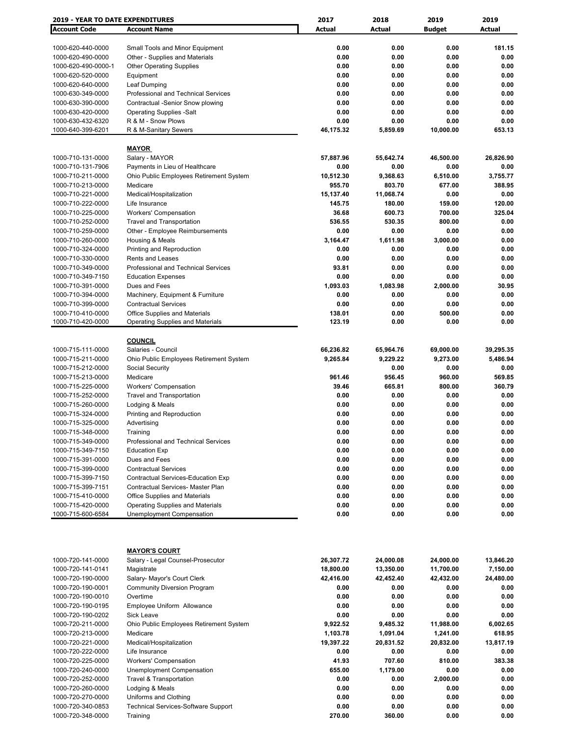| 2019 - YEAR TO DATE EXPENDITURES | | 2017 | 2018 | 2019 | 2019 |
|---|---|---|---|---|---|
| **Account Code** | **Account Name** | **Actual** | **Actual** | **Budget** | **Actual** |
| 1000-620-440-0000 | Small Tools and Minor Equipment | 0.00 | 0.00 | 0.00 | 181.15 |
| 1000-620-490-0000 | Other - Supplies and Materials | 0.00 | 0.00 | 0.00 | 0.00 |
| 1000-620-490-0000-1 | Other Operating Supplies | 0.00 | 0.00 | 0.00 | 0.00 |
| 1000-620-520-0000 | Equipment | 0.00 | 0.00 | 0.00 | 0.00 |
| 1000-620-640-0000 | Leaf Dumping | 0.00 | 0.00 | 0.00 | 0.00 |
| 1000-630-349-0000 | Professional and Technical Services | 0.00 | 0.00 | 0.00 | 0.00 |
| 1000-630-390-0000 | Contractual -Senior Snow plowing | 0.00 | 0.00 | 0.00 | 0.00 |
| 1000-630-420-0000 | Operating Supplies -Salt | 0.00 | 0.00 | 0.00 | 0.00 |
| 1000-630-432-6320 | R & M - Snow Plows | 0.00 | 0.00 | 0.00 | 0.00 |
| 1000-640-399-6201 | R & M-Sanitary Sewers | 46,175.32 | 5,859.69 | 10,000.00 | 653.13 |
| | **MAYOR** | | | | |
| 1000-710-131-0000 | Salary - MAYOR | 57,887.96 | 55,642.74 | 46,500.00 | 26,826.90 |
| 1000-710-131-7906 | Payments in Lieu of Healthcare | 0.00 | 0.00 | 0.00 | 0.00 |
| 1000-710-211-0000 | Ohio Public Employees Retirement System | 10,512.30 | 9,368.63 | 6,510.00 | 3,755.77 |
| 1000-710-213-0000 | Medicare | 955.70 | 803.70 | 677.00 | 388.95 |
| 1000-710-221-0000 | Medical/Hospitalization | 15,137.40 | 11,068.74 | 0.00 | 0.00 |
| 1000-710-222-0000 | Life Insurance | 145.75 | 180.00 | 159.00 | 120.00 |
| 1000-710-225-0000 | Workers' Compensation | 36.68 | 600.73 | 700.00 | 325.04 |
| 1000-710-252-0000 | Travel and Transportation | 536.55 | 530.35 | 800.00 | 0.00 |
| 1000-710-259-0000 | Other - Employee Reimbursements | 0.00 | 0.00 | 0.00 | 0.00 |
| 1000-710-260-0000 | Housing & Meals | 3,164.47 | 1,611.98 | 3,000.00 | 0.00 |
| 1000-710-324-0000 | Printing and Reproduction | 0.00 | 0.00 | 0.00 | 0.00 |
| 1000-710-330-0000 | Rents and Leases | 0.00 | 0.00 | 0.00 | 0.00 |
| 1000-710-349-0000 | Professional and Technical Services | 93.81 | 0.00 | 0.00 | 0.00 |
| 1000-710-349-7150 | Education Expenses | 0.00 | 0.00 | 0.00 | 0.00 |
| 1000-710-391-0000 | Dues and Fees | 1,093.03 | 1,083.98 | 2,000.00 | 30.95 |
| 1000-710-394-0000 | Machinery, Equipment & Furniture | 0.00 | 0.00 | 0.00 | 0.00 |
| 1000-710-399-0000 | Contractual Services | 0.00 | 0.00 | 0.00 | 0.00 |
| 1000-710-410-0000 | Office Supplies and Materials | 138.01 | 0.00 | 500.00 | 0.00 |
| 1000-710-420-0000 | Operating Supplies and Materials | 123.19 | 0.00 | 0.00 | 0.00 |
| | **COUNCIL** | | | | |
| 1000-715-111-0000 | Salaries - Council | 66,236.82 | 65,964.76 | 69,000.00 | 39,295.35 |
| 1000-715-211-0000 | Ohio Public Employees Retirement System | 9,265.84 | 9,229.22 | 9,273.00 | 5,486.94 |
| 1000-715-212-0000 | Social Security | | 0.00 | 0.00 | 0.00 |
| 1000-715-213-0000 | Medicare | 961.46 | 956.45 | 960.00 | 569.85 |
| 1000-715-225-0000 | Workers' Compensation | 39.46 | 665.81 | 800.00 | 360.79 |
| 1000-715-252-0000 | Travel and Transportation | 0.00 | 0.00 | 0.00 | 0.00 |
| 1000-715-260-0000 | Lodging & Meals | 0.00 | 0.00 | 0.00 | 0.00 |
| 1000-715-324-0000 | Printing and Reproduction | 0.00 | 0.00 | 0.00 | 0.00 |
| 1000-715-325-0000 | Advertising | 0.00 | 0.00 | 0.00 | 0.00 |
| 1000-715-348-0000 | Training | 0.00 | 0.00 | 0.00 | 0.00 |
| 1000-715-349-0000 | Professional and Technical Services | 0.00 | 0.00 | 0.00 | 0.00 |
| 1000-715-349-7150 | Education Exp | 0.00 | 0.00 | 0.00 | 0.00 |
| 1000-715-391-0000 | Dues and Fees | 0.00 | 0.00 | 0.00 | 0.00 |
| 1000-715-399-0000 | Contractual Services | 0.00 | 0.00 | 0.00 | 0.00 |
| 1000-715-399-7150 | Contractual Services-Education Exp | 0.00 | 0.00 | 0.00 | 0.00 |
| 1000-715-399-7151 | Contractual Services- Master Plan | 0.00 | 0.00 | 0.00 | 0.00 |
| 1000-715-410-0000 | Office Supplies and Materials | 0.00 | 0.00 | 0.00 | 0.00 |
| 1000-715-420-0000 | Operating Supplies and Materials | 0.00 | 0.00 | 0.00 | 0.00 |
| 1000-715-600-6584 | Unemployment Compensation | 0.00 | 0.00 | 0.00 | 0.00 |
| | **MAYOR'S COURT** | | | | |
| 1000-720-141-0000 | Salary - Legal Counsel-Prosecutor | 26,307.72 | 24,000.08 | 24,000.00 | 13,846.20 |
| 1000-720-141-0141 | Magistrate | 18,800.00 | 13,350.00 | 11,700.00 | 7,150.00 |
| 1000-720-190-0000 | Salary- Mayor's Court Clerk | 42,416.00 | 42,452.40 | 42,432.00 | 24,480.00 |
| 1000-720-190-0001 | Community Diversion Program | 0.00 | 0.00 | 0.00 | 0.00 |
| 1000-720-190-0010 | Overtime | 0.00 | 0.00 | 0.00 | 0.00 |
| 1000-720-190-0195 | Employee Uniform Allowance | 0.00 | 0.00 | 0.00 | 0.00 |
| 1000-720-190-0202 | Sick Leave | 0.00 | 0.00 | 0.00 | 0.00 |
| 1000-720-211-0000 | Ohio Public Employees Retirement System | 9,922.52 | 9,485.32 | 11,988.00 | 6,002.65 |
| 1000-720-213-0000 | Medicare | 1,103.78 | 1,091.04 | 1,241.00 | 618.95 |
| 1000-720-221-0000 | Medical/Hospitalization | 19,397.22 | 20,831.52 | 20,832.00 | 13,817.19 |
| 1000-720-222-0000 | Life Insurance | 0.00 | 0.00 | 0.00 | 0.00 |
| 1000-720-225-0000 | Workers' Compensation | 41.93 | 707.60 | 810.00 | 383.38 |
| 1000-720-240-0000 | Unemployment Compensation | 655.00 | 1,179.00 | 0.00 | 0.00 |
| 1000-720-252-0000 | Travel & Transportation | 0.00 | 0.00 | 2,000.00 | 0.00 |
| 1000-720-260-0000 | Lodging & Meals | 0.00 | 0.00 | 0.00 | 0.00 |
| 1000-720-270-0000 | Uniforms and Clothing | 0.00 | 0.00 | 0.00 | 0.00 |
| 1000-720-340-0853 | Technical Services-Software Support | 0.00 | 0.00 | 0.00 | 0.00 |
| 1000-720-348-0000 | Training | 270.00 | 360.00 | 0.00 | 0.00 |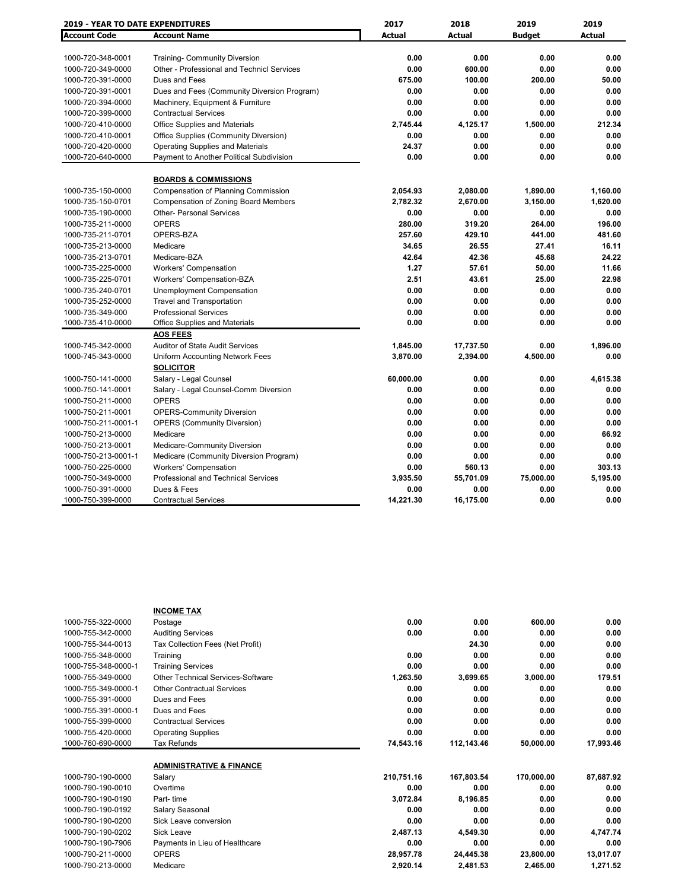| 2019 - YEAR TO DATE EXPENDITURES | | 2017 | 2018 | 2019 | 2019 |
|---|---|---|---|---|---|
| **Account Code** | **Account Name** | **Actual** | **Actual** | **Budget** | **Actual** |
| 1000-720-348-0001 | Training- Community Diversion | 0.00 | 0.00 | 0.00 | 0.00 |
| 1000-720-349-0000 | Other - Professional and Technicl Services | 0.00 | 600.00 | 0.00 | 0.00 |
| 1000-720-391-0000 | Dues and Fees | 675.00 | 100.00 | 200.00 | 50.00 |
| 1000-720-391-0001 | Dues and Fees (Community Diversion Program) | 0.00 | 0.00 | 0.00 | 0.00 |
| 1000-720-394-0000 | Machinery, Equipment & Furniture | 0.00 | 0.00 | 0.00 | 0.00 |
| 1000-720-399-0000 | Contractual Services | 0.00 | 0.00 | 0.00 | 0.00 |
| 1000-720-410-0000 | Office Supplies and Materials | 2,745.44 | 4,125.17 | 1,500.00 | 212.34 |
| 1000-720-410-0001 | Office Supplies (Community Diversion) | 0.00 | 0.00 | 0.00 | 0.00 |
| 1000-720-420-0000 | Operating Supplies and Materials | 24.37 | 0.00 | 0.00 | 0.00 |
| 1000-720-640-0000 | Payment to Another Political Subdivision | 0.00 | 0.00 | 0.00 | 0.00 |
| | **BOARDS & COMMISSIONS** | | | | |
| 1000-735-150-0000 | Compensation of Planning Commission | 2,054.93 | 2,080.00 | 1,890.00 | 1,160.00 |
| 1000-735-150-0701 | Compensation of Zoning Board Members | 2,782.32 | 2,670.00 | 3,150.00 | 1,620.00 |
| 1000-735-190-0000 | Other- Personal Services | 0.00 | 0.00 | 0.00 | 0.00 |
| 1000-735-211-0000 | OPERS | 280.00 | 319.20 | 264.00 | 196.00 |
| 1000-735-211-0701 | OPERS-BZA | 257.60 | 429.10 | 441.00 | 481.60 |
| 1000-735-213-0000 | Medicare | 34.65 | 26.55 | 27.41 | 16.11 |
| 1000-735-213-0701 | Medicare-BZA | 42.64 | 42.36 | 45.68 | 24.22 |
| 1000-735-225-0000 | Workers' Compensation | 1.27 | 57.61 | 50.00 | 11.66 |
| 1000-735-225-0701 | Workers' Compensation-BZA | 2.51 | 43.61 | 25.00 | 22.98 |
| 1000-735-240-0701 | Unemployment Compensation | 0.00 | 0.00 | 0.00 | 0.00 |
| 1000-735-252-0000 | Travel and Transportation | 0.00 | 0.00 | 0.00 | 0.00 |
| 1000-735-349-000 | Professional Services | 0.00 | 0.00 | 0.00 | 0.00 |
| 1000-735-410-0000 | Office Supplies and Materials | 0.00 | 0.00 | 0.00 | 0.00 |
| | **AOS FEES** | | | | |
| 1000-745-342-0000 | Auditor of State Audit Services | 1,845.00 | 17,737.50 | 0.00 | 1,896.00 |
| 1000-745-343-0000 | Uniform Accounting Network Fees | 3,870.00 | 2,394.00 | 4,500.00 | 0.00 |
| | **SOLICITOR** | | | | |
| 1000-750-141-0000 | Salary - Legal Counsel | 60,000.00 | 0.00 | 0.00 | 4,615.38 |
| 1000-750-141-0001 | Salary - Legal Counsel-Comm Diversion | 0.00 | 0.00 | 0.00 | 0.00 |
| 1000-750-211-0000 | OPERS | 0.00 | 0.00 | 0.00 | 0.00 |
| 1000-750-211-0001 | OPERS-Community Diversion | 0.00 | 0.00 | 0.00 | 0.00 |
| 1000-750-211-0001-1 | OPERS (Community Diversion) | 0.00 | 0.00 | 0.00 | 0.00 |
| 1000-750-213-0000 | Medicare | 0.00 | 0.00 | 0.00 | 66.92 |
| 1000-750-213-0001 | Medicare-Community Diversion | 0.00 | 0.00 | 0.00 | 0.00 |
| 1000-750-213-0001-1 | Medicare (Community Diversion Program) | 0.00 | 0.00 | 0.00 | 0.00 |
| 1000-750-225-0000 | Workers' Compensation | 0.00 | 560.13 | 0.00 | 303.13 |
| 1000-750-349-0000 | Professional and Technical Services | 3,935.50 | 55,701.09 | 75,000.00 | 5,195.00 |
| 1000-750-391-0000 | Dues & Fees | 0.00 | 0.00 | 0.00 | 0.00 |
| 1000-750-399-0000 | Contractual Services | 14,221.30 | 16,175.00 | 0.00 | 0.00 |
| | **INCOME TAX** | | | | |
| 1000-755-322-0000 | Postage | 0.00 | 0.00 | 600.00 | 0.00 |
| 1000-755-342-0000 | Auditing Services | 0.00 | 0.00 | 0.00 | 0.00 |
| 1000-755-344-0013 | Tax Collection Fees (Net Profit) | | 24.30 | 0.00 | 0.00 |
| 1000-755-348-0000 | Training | 0.00 | 0.00 | 0.00 | 0.00 |
| 1000-755-348-0000-1 | Training Services | 0.00 | 0.00 | 0.00 | 0.00 |
| 1000-755-349-0000 | Other Technical Services-Software | 1,263.50 | 3,699.65 | 3,000.00 | 179.51 |
| 1000-755-349-0000-1 | Other Contractual Services | 0.00 | 0.00 | 0.00 | 0.00 |
| 1000-755-391-0000 | Dues and Fees | 0.00 | 0.00 | 0.00 | 0.00 |
| 1000-755-391-0000-1 | Dues and Fees | 0.00 | 0.00 | 0.00 | 0.00 |
| 1000-755-399-0000 | Contractual Services | 0.00 | 0.00 | 0.00 | 0.00 |
| 1000-755-420-0000 | Operating Supplies | 0.00 | 0.00 | 0.00 | 0.00 |
| 1000-760-690-0000 | Tax Refunds | 74,543.16 | 112,143.46 | 50,000.00 | 17,993.46 |
| | **ADMINISTRATIVE & FINANCE** | | | | |
| 1000-790-190-0000 | Salary | 210,751.16 | 167,803.54 | 170,000.00 | 87,687.92 |
| 1000-790-190-0010 | Overtime | 0.00 | 0.00 | 0.00 | 0.00 |
| 1000-790-190-0190 | Part- time | 3,072.84 | 8,196.85 | 0.00 | 0.00 |
| 1000-790-190-0192 | Salary Seasonal | 0.00 | 0.00 | 0.00 | 0.00 |
| 1000-790-190-0200 | Sick Leave conversion | 0.00 | 0.00 | 0.00 | 0.00 |
| 1000-790-190-0202 | Sick Leave | 2,487.13 | 4,549.30 | 0.00 | 4,747.74 |
| 1000-790-190-7906 | Payments in Lieu of Healthcare | 0.00 | 0.00 | 0.00 | 0.00 |
| 1000-790-211-0000 | OPERS | 28,957.78 | 24,445.38 | 23,800.00 | 13,017.07 |
| 1000-790-213-0000 | Medicare | 2,920.14 | 2,481.53 | 2,465.00 | 1,271.52 |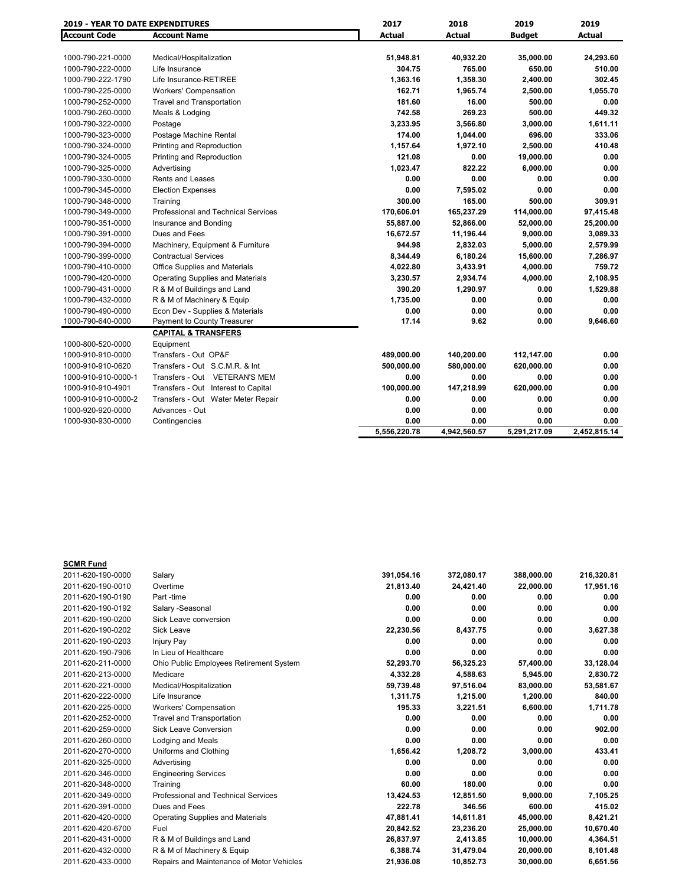| 2019 - YEAR TO DATE EXPENDITURES | | 2017 | 2018 | 2019 | 2019 |
|---|---|---|---|---|---|
| **Account Code** | **Account Name** | **Actual** | **Actual** | **Budget** | **Actual** |
| 1000-790-221-0000 | Medical/Hospitalization | 51,948.81 | 40,932.20 | 35,000.00 | 24,293.60 |
| 1000-790-222-0000 | Life Insurance | 304.75 | 765.00 | 650.00 | 510.00 |
| 1000-790-222-1790 | Life Insurance-RETIREE | 1,363.16 | 1,358.30 | 2,400.00 | 302.45 |
| 1000-790-225-0000 | Workers' Compensation | 162.71 | 1,965.74 | 2,500.00 | 1,055.70 |
| 1000-790-252-0000 | Travel and Transportation | 181.60 | 16.00 | 500.00 | 0.00 |
| 1000-790-260-0000 | Meals & Lodging | 742.58 | 269.23 | 500.00 | 449.32 |
| 1000-790-322-0000 | Postage | 3,233.95 | 3,566.80 | 3,000.00 | 1,611.11 |
| 1000-790-323-0000 | Postage Machine Rental | 174.00 | 1,044.00 | 696.00 | 333.06 |
| 1000-790-324-0000 | Printing and Reproduction | 1,157.64 | 1,972.10 | 2,500.00 | 410.48 |
| 1000-790-324-0005 | Printing and Reproduction | 121.08 | 0.00 | 19,000.00 | 0.00 |
| 1000-790-325-0000 | Advertising | 1,023.47 | 822.22 | 6,000.00 | 0.00 |
| 1000-790-330-0000 | Rents and Leases | 0.00 | 0.00 | 0.00 | 0.00 |
| 1000-790-345-0000 | Election Expenses | 0.00 | 7,595.02 | 0.00 | 0.00 |
| 1000-790-348-0000 | Training | 300.00 | 165.00 | 500.00 | 309.91 |
| 1000-790-349-0000 | Professional and Technical Services | 170,606.01 | 165,237.29 | 114,000.00 | 97,415.48 |
| 1000-790-351-0000 | Insurance and Bonding | 55,887.00 | 52,866.00 | 52,000.00 | 25,200.00 |
| 1000-790-391-0000 | Dues and Fees | 16,672.57 | 11,196.44 | 9,000.00 | 3,089.33 |
| 1000-790-394-0000 | Machinery, Equipment & Furniture | 944.98 | 2,832.03 | 5,000.00 | 2,579.99 |
| 1000-790-399-0000 | Contractual Services | 8,344.49 | 6,180.24 | 15,600.00 | 7,286.97 |
| 1000-790-410-0000 | Office Supplies and Materials | 4,022.80 | 3,433.91 | 4,000.00 | 759.72 |
| 1000-790-420-0000 | Operating Supplies and Materials | 3,230.57 | 2,934.74 | 4,000.00 | 2,108.95 |
| 1000-790-431-0000 | R & M of Buildings and Land | 390.20 | 1,290.97 | 0.00 | 1,529.88 |
| 1000-790-432-0000 | R & M of Machinery & Equip | 1,735.00 | 0.00 | 0.00 | 0.00 |
| 1000-790-490-0000 | Econ Dev - Supplies & Materials | 0.00 | 0.00 | 0.00 | 0.00 |
| 1000-790-640-0000 | Payment to County Treasurer | 17.14 | 9.62 | 0.00 | 9,646.60 |
| | **CAPITAL & TRANSFERS** | | | | |
| 1000-800-520-0000 | Equipment | | | | |
| 1000-910-910-0000 | Transfers - Out OP&F | 489,000.00 | 140,200.00 | 112,147.00 | 0.00 |
| 1000-910-910-0620 | Transfers - Out S.C.M.R. & Int | 500,000.00 | 580,000.00 | 620,000.00 | 0.00 |
| 1000-910-910-0000-1 | Transfers - Out VETERAN'S MEM | 0.00 | 0.00 | 0.00 | 0.00 |
| 1000-910-910-4901 | Transfers - Out Interest to Capital | 100,000.00 | 147,218.99 | 620,000.00 | 0.00 |
| 1000-910-910-0000-2 | Transfers - Out Water Meter Repair | 0.00 | 0.00 | 0.00 | 0.00 |
| 1000-920-920-0000 | Advances - Out | 0.00 | 0.00 | 0.00 | 0.00 |
| 1000-930-930-0000 | Contingencies | 0.00 | 0.00 | 0.00 | 0.00 |
| | | 5,556,220.78 | 4,942,560.57 | 5,291,217.09 | 2,452,815.14 |

**SCMR Fund**

| Account Code | Account Name | 2017 Actual | 2018 Actual | 2019 Budget | 2019 Actual |
|---|---|---|---|---|---|
| 2011-620-190-0000 | Salary | 391,054.16 | 372,080.17 | 388,000.00 | 216,320.81 |
| 2011-620-190-0010 | Overtime | 21,813.40 | 24,421.40 | 22,000.00 | 17,951.16 |
| 2011-620-190-0190 | Part -time | 0.00 | 0.00 | 0.00 | 0.00 |
| 2011-620-190-0192 | Salary -Seasonal | 0.00 | 0.00 | 0.00 | 0.00 |
| 2011-620-190-0200 | Sick Leave conversion | 0.00 | 0.00 | 0.00 | 0.00 |
| 2011-620-190-0202 | Sick Leave | 22,230.56 | 8,437.75 | 0.00 | 3,627.38 |
| 2011-620-190-0203 | Injury Pay | 0.00 | 0.00 | 0.00 | 0.00 |
| 2011-620-190-7906 | In Lieu of Healthcare | 0.00 | 0.00 | 0.00 | 0.00 |
| 2011-620-211-0000 | Ohio Public Employees Retirement System | 52,293.70 | 56,325.23 | 57,400.00 | 33,128.04 |
| 2011-620-213-0000 | Medicare | 4,332.28 | 4,588.63 | 5,945.00 | 2,830.72 |
| 2011-620-221-0000 | Medical/Hospitalization | 59,739.48 | 97,516.04 | 83,000.00 | 53,581.67 |
| 2011-620-222-0000 | Life Insurance | 1,311.75 | 1,215.00 | 1,200.00 | 840.00 |
| 2011-620-225-0000 | Workers' Compensation | 195.33 | 3,221.51 | 6,600.00 | 1,711.78 |
| 2011-620-252-0000 | Travel and Transportation | 0.00 | 0.00 | 0.00 | 0.00 |
| 2011-620-259-0000 | Sick Leave Conversion | 0.00 | 0.00 | 0.00 | 902.00 |
| 2011-620-260-0000 | Lodging and Meals | 0.00 | 0.00 | 0.00 | 0.00 |
| 2011-620-270-0000 | Uniforms and Clothing | 1,656.42 | 1,208.72 | 3,000.00 | 433.41 |
| 2011-620-325-0000 | Advertising | 0.00 | 0.00 | 0.00 | 0.00 |
| 2011-620-346-0000 | Engineering Services | 0.00 | 0.00 | 0.00 | 0.00 |
| 2011-620-348-0000 | Training | 60.00 | 180.00 | 0.00 | 0.00 |
| 2011-620-349-0000 | Professional and Technical Services | 13,424.53 | 12,851.50 | 9,000.00 | 7,105.25 |
| 2011-620-391-0000 | Dues and Fees | 222.78 | 346.56 | 600.00 | 415.02 |
| 2011-620-420-0000 | Operating Supplies and Materials | 47,881.41 | 14,611.81 | 45,000.00 | 8,421.21 |
| 2011-620-420-6700 | Fuel | 20,842.52 | 23,236.20 | 25,000.00 | 10,670.40 |
| 2011-620-431-0000 | R & M of Buildings and Land | 26,837.97 | 2,413.85 | 10,000.00 | 4,364.51 |
| 2011-620-432-0000 | R & M of Machinery & Equip | 6,388.74 | 31,479.04 | 20,000.00 | 8,101.48 |
| 2011-620-433-0000 | Repairs and Maintenance of Motor Vehicles | 21,936.08 | 10,852.73 | 30,000.00 | 6,651.56 |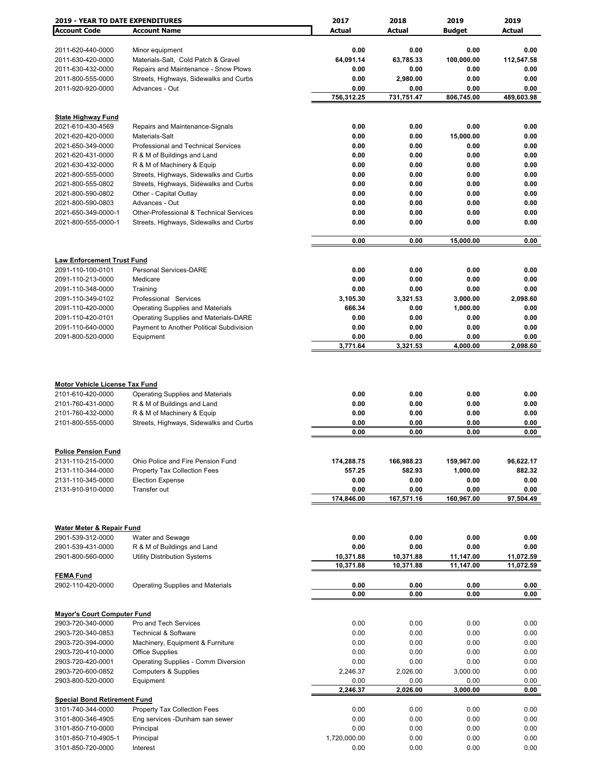| 2019 - YEAR TO DATE EXPENDITURES | | 2017 | 2018 | 2019 | 2019 |
|---|---|---|---|---|---|
| **Account Code** | **Account Name** | **Actual** | **Actual** | **Budget** | **Actual** |
| 2011-620-440-0000 | Minor equipment | 0.00 | 0.00 | 0.00 | 0.00 |
| 2011-630-420-0000 | Materials-Salt, Cold Patch & Gravel | 64,091.14 | 63,785.33 | 100,000.00 | 112,547.58 |
| 2011-630-432-0000 | Repairs and Maintenance - Snow Plows | 0.00 | 0.00 | 0.00 | 0.00 |
| 2011-800-555-0000 | Streets, Highways, Sidewalks and Curbs | 0.00 | 2,980.00 | 0.00 | 0.00 |
| 2011-920-920-0000 | Advances - Out | 0.00 | 0.00 | 0.00 | 0.00 |
| | | 756,312.25 | 731,751.47 | 806,745.00 | 489,603.98 |
| **State Highway Fund** | | | | | |
| 2021-610-430-4569 | Repairs and Maintenance-Signals | 0.00 | 0.00 | 0.00 | 0.00 |
| 2021-620-420-0000 | Materials-Salt | 0.00 | 0.00 | 15,000.00 | 0.00 |
| 2021-650-349-0000 | Professional and Technical Services | 0.00 | 0.00 | 0.00 | 0.00 |
| 2021-620-431-0000 | R & M of Buildings and Land | 0.00 | 0.00 | 0.00 | 0.00 |
| 2021-630-432-0000 | R & M of Machinery & Equip | 0.00 | 0.00 | 0.00 | 0.00 |
| 2021-800-555-0000 | Streets, Highways, Sidewalks and Curbs | 0.00 | 0.00 | 0.00 | 0.00 |
| 2021-800-555-0802 | Streets, Highways, Sidewalks and Curbs | 0.00 | 0.00 | 0.00 | 0.00 |
| 2021-800-590-0802 | Other - Capital Outlay | 0.00 | 0.00 | 0.00 | 0.00 |
| 2021-800-590-0803 | Advances - Out | 0.00 | 0.00 | 0.00 | 0.00 |
| 2021-650-349-0000-1 | Other-Professional & Technical Services | 0.00 | 0.00 | 0.00 | 0.00 |
| 2021-800-555-0000-1 | Streets, Highways, Sidewalks and Curbs | 0.00 | 0.00 | 0.00 | 0.00 |
| | | 0.00 | 0.00 | 15,000.00 | 0.00 |
| **Law Enforcement Trust Fund** | | | | | |
| 2091-110-100-0101 | Personal Services-DARE | 0.00 | 0.00 | 0.00 | 0.00 |
| 2091-110-213-0000 | Medicare | 0.00 | 0.00 | 0.00 | 0.00 |
| 2091-110-348-0000 | Training | 0.00 | 0.00 | 0.00 | 0.00 |
| 2091-110-349-0102 | Professional Services | 3,105.30 | 3,321.53 | 3,000.00 | 2,098.60 |
| 2091-110-420-0000 | Operating Supplies and Materials | 666.34 | 0.00 | 1,000.00 | 0.00 |
| 2091-110-420-0101 | Operating Supplies and Materials-DARE | 0.00 | 0.00 | 0.00 | 0.00 |
| 2091-110-640-0000 | Payment to Another Political Subdivision | 0.00 | 0.00 | 0.00 | 0.00 |
| 2091-800-520-0000 | Equipment | 0.00 | 0.00 | 0.00 | 0.00 |
| | | 3,771.64 | 3,321.53 | 4,000.00 | 2,098.60 |
| **Motor Vehicle License Tax Fund** | | | | | |
| 2101-610-420-0000 | Operating Supplies and Materials | 0.00 | 0.00 | 0.00 | 0.00 |
| 2101-760-431-0000 | R & M of Buildings and Land | 0.00 | 0.00 | 0.00 | 0.00 |
| 2101-760-432-0000 | R & M of Machinery & Equip | 0.00 | 0.00 | 0.00 | 0.00 |
| 2101-800-555-0000 | Streets, Highways, Sidewalks and Curbs | 0.00 | 0.00 | 0.00 | 0.00 |
| | | 0.00 | 0.00 | 0.00 | 0.00 |
| **Police Pension Fund** | | | | | |
| 2131-110-215-0000 | Ohio Police and Fire Pension Fund | 174,288.75 | 166,988.23 | 159,967.00 | 96,622.17 |
| 2131-110-344-0000 | Property Tax Collection Fees | 557.25 | 582.93 | 1,000.00 | 882.32 |
| 2131-110-345-0000 | Election Expense | 0.00 | 0.00 | 0.00 | 0.00 |
| 2131-910-910-0000 | Transfer out | 0.00 | 0.00 | 0.00 | 0.00 |
| | | 174,846.00 | 167,571.16 | 160,967.00 | 97,504.49 |
| **Water Meter & Repair Fund** | | | | | |
| 2901-539-312-0000 | Water and Sewage | 0.00 | 0.00 | 0.00 | 0.00 |
| 2901-539-431-0000 | R & M of Buildings and Land | 0.00 | 0.00 | 0.00 | 0.00 |
| 2901-800-560-0000 | Utility Distribution Systems | 10,371.88 | 10,371.88 | 11,147.00 | 11,072.59 |
| | | 10,371.88 | 10,371.88 | 11,147.00 | 11,072.59 |
| **FEMA Fund** | | | | | |
| 2902-110-420-0000 | Operating Supplies and Materials | 0.00 | 0.00 | 0.00 | 0.00 |
| | | 0.00 | 0.00 | 0.00 | 0.00 |
| **Mayor's Court Computer Fund** | | | | | |
| 2903-720-340-0000 | Pro and Tech Services | 0.00 | 0.00 | 0.00 | 0.00 |
| 2903-720-340-0853 | Technical & Software | 0.00 | 0.00 | 0.00 | 0.00 |
| 2903-720-394-0000 | Machinery, Equipment & Furniture | 0.00 | 0.00 | 0.00 | 0.00 |
| 2903-720-410-0000 | Office Supplies | 0.00 | 0.00 | 0.00 | 0.00 |
| 2903-720-420-0001 | Operating Supplies - Comm Diversion | 0.00 | 0.00 | 0.00 | 0.00 |
| 2903-720-600-0852 | Computers & Supplies | 2,246.37 | 2,026.00 | 3,000.00 | 0.00 |
| 2903-800-520-0000 | Equipment | 0.00 | 0.00 | 0.00 | 0.00 |
| | | 2,246.37 | 2,026.00 | 3,000.00 | 0.00 |
| **Special Bond Retirement Fund** | | | | | |
| 3101-740-344-0000 | Property Tax Collection Fees | 0.00 | 0.00 | 0.00 | 0.00 |
| 3101-800-346-4905 | Eng services -Dunham san sewer | 0.00 | 0.00 | 0.00 | 0.00 |
| 3101-850-710-0000 | Principal | 0.00 | 0.00 | 0.00 | 0.00 |
| 3101-850-710-4905-1 | Principal | 1,720,000.00 | 0.00 | 0.00 | 0.00 |
| 3101-850-720-0000 | Interest | 0.00 | 0.00 | 0.00 | 0.00 |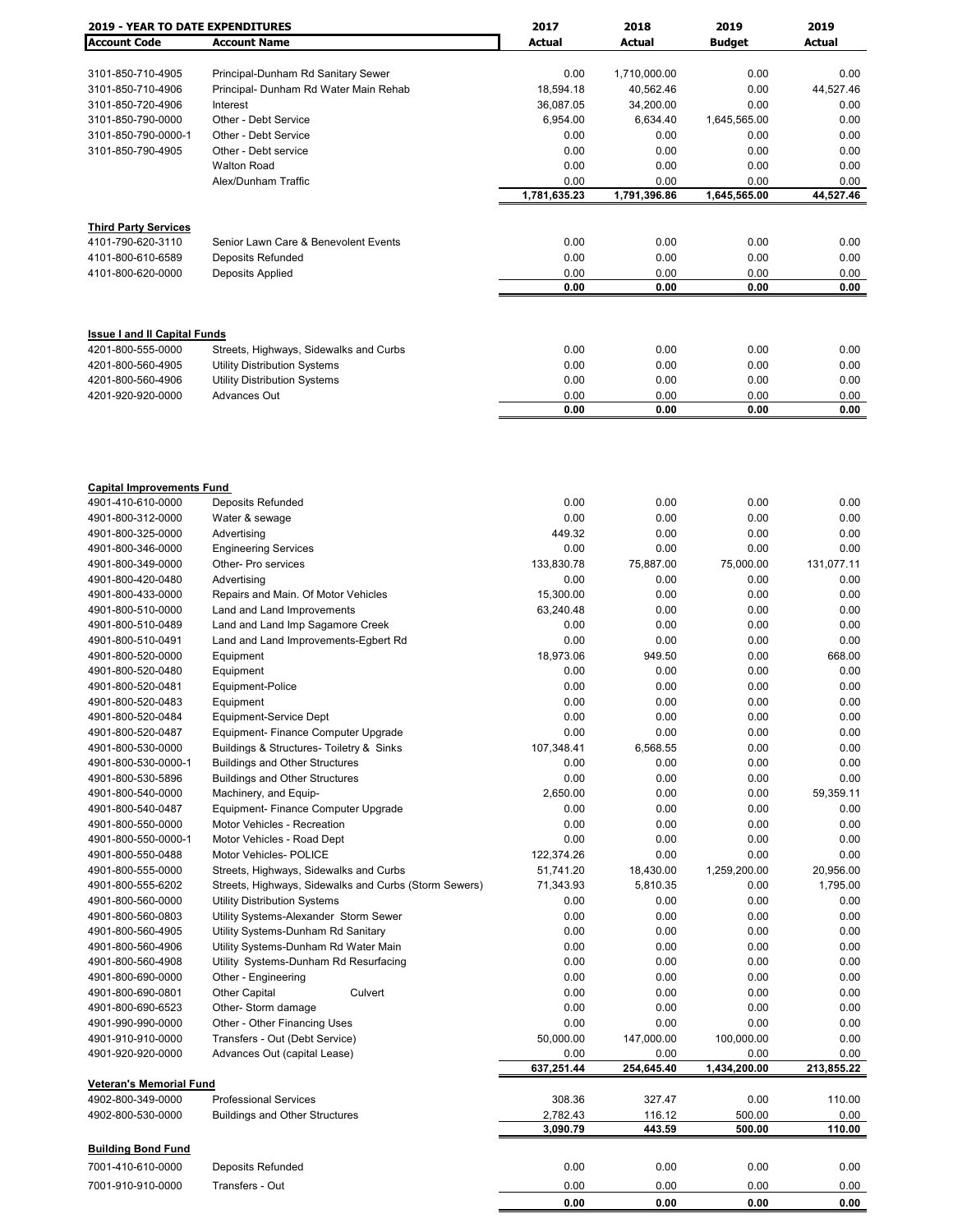| 2019 - YEAR TO DATE EXPENDITURES | | 2017 | 2018 | 2019 | 2019 |
|---|---|---|---|---|---|
| **Account Code** | **Account Name** | **Actual** | **Actual** | **Budget** | **Actual** |
| 3101-850-710-4905 | Principal-Dunham Rd Sanitary Sewer | 0.00 | 1,710,000.00 | 0.00 | 0.00 |
| 3101-850-710-4906 | Principal- Dunham Rd Water Main Rehab | 18,594.18 | 40,562.46 | 0.00 | 44,527.46 |
| 3101-850-720-4906 | Interest | 36,087.05 | 34,200.00 | 0.00 | 0.00 |
| 3101-850-790-0000 | Other - Debt Service | 6,954.00 | 6,634.40 | 1,645,565.00 | 0.00 |
| 3101-850-790-0000-1 | Other - Debt Service | 0.00 | 0.00 | 0.00 | 0.00 |
| 3101-850-790-4905 | Other - Debt service | 0.00 | 0.00 | 0.00 | 0.00 |
| | Walton Road | 0.00 | 0.00 | 0.00 | 0.00 |
| | Alex/Dunham Traffic | 0.00 | 0.00 | 0.00 | 0.00 |
| | | **1,781,635.23** | **1,791,396.86** | **1,645,565.00** | **44,527.46** |
| **Third Party Services** | | | | | |
| 4101-790-620-3110 | Senior Lawn Care & Benevolent Events | 0.00 | 0.00 | 0.00 | 0.00 |
| 4101-800-610-6589 | Deposits Refunded | 0.00 | 0.00 | 0.00 | 0.00 |
| 4101-800-620-0000 | Deposits Applied | 0.00 | 0.00 | 0.00 | 0.00 |
| | | **0.00** | **0.00** | **0.00** | **0.00** |
| **Issue I and II Capital Funds** | | | | | |
| 4201-800-555-0000 | Streets, Highways, Sidewalks and Curbs | 0.00 | 0.00 | 0.00 | 0.00 |
| 4201-800-560-4905 | Utility Distribution Systems | 0.00 | 0.00 | 0.00 | 0.00 |
| 4201-800-560-4906 | Utility Distribution Systems | 0.00 | 0.00 | 0.00 | 0.00 |
| 4201-920-920-0000 | Advances Out | 0.00 | 0.00 | 0.00 | 0.00 |
| | | **0.00** | **0.00** | **0.00** | **0.00** |
| **Capital Improvements Fund** | | | | | |
| 4901-410-610-0000 | Deposits Refunded | 0.00 | 0.00 | 0.00 | 0.00 |
| 4901-800-312-0000 | Water & sewage | 0.00 | 0.00 | 0.00 | 0.00 |
| 4901-800-325-0000 | Advertising | 449.32 | 0.00 | 0.00 | 0.00 |
| 4901-800-346-0000 | Engineering Services | 0.00 | 0.00 | 0.00 | 0.00 |
| 4901-800-349-0000 | Other- Pro services | 133,830.78 | 75,887.00 | 75,000.00 | 131,077.11 |
| 4901-800-420-0480 | Advertising | 0.00 | 0.00 | 0.00 | 0.00 |
| 4901-800-433-0000 | Repairs and Main. Of Motor Vehicles | 15,300.00 | 0.00 | 0.00 | 0.00 |
| 4901-800-510-0000 | Land and Land Improvements | 63,240.48 | 0.00 | 0.00 | 0.00 |
| 4901-800-510-0489 | Land and Land Imp Sagamore Creek | 0.00 | 0.00 | 0.00 | 0.00 |
| 4901-800-510-0491 | Land and Land Improvements-Egbert Rd | 0.00 | 0.00 | 0.00 | 0.00 |
| 4901-800-520-0000 | Equipment | 18,973.06 | 949.50 | 0.00 | 668.00 |
| 4901-800-520-0480 | Equipment | 0.00 | 0.00 | 0.00 | 0.00 |
| 4901-800-520-0481 | Equipment-Police | 0.00 | 0.00 | 0.00 | 0.00 |
| 4901-800-520-0483 | Equipment | 0.00 | 0.00 | 0.00 | 0.00 |
| 4901-800-520-0484 | Equipment-Service Dept | 0.00 | 0.00 | 0.00 | 0.00 |
| 4901-800-520-0487 | Equipment- Finance Computer Upgrade | 0.00 | 0.00 | 0.00 | 0.00 |
| 4901-800-530-0000 | Buildings & Structures- Toiletry & Sinks | 107,348.41 | 6,568.55 | 0.00 | 0.00 |
| 4901-800-530-0000-1 | Buildings and Other Structures | 0.00 | 0.00 | 0.00 | 0.00 |
| 4901-800-530-5896 | Buildings and Other Structures | 0.00 | 0.00 | 0.00 | 0.00 |
| 4901-800-540-0000 | Machinery, and Equip- | 2,650.00 | 0.00 | 0.00 | 59,359.11 |
| 4901-800-540-0487 | Equipment- Finance Computer Upgrade | 0.00 | 0.00 | 0.00 | 0.00 |
| 4901-800-550-0000 | Motor Vehicles - Recreation | 0.00 | 0.00 | 0.00 | 0.00 |
| 4901-800-550-0000-1 | Motor Vehicles - Road Dept | 0.00 | 0.00 | 0.00 | 0.00 |
| 4901-800-550-0488 | Motor Vehicles- POLICE | 122,374.26 | 0.00 | 0.00 | 0.00 |
| 4901-800-555-0000 | Streets, Highways, Sidewalks and Curbs | 51,741.20 | 18,430.00 | 1,259,200.00 | 20,956.00 |
| 4901-800-555-6202 | Streets, Highways, Sidewalks and Curbs (Storm Sewers) | 71,343.93 | 5,810.35 | 0.00 | 1,795.00 |
| 4901-800-560-0000 | Utility Distribution Systems | 0.00 | 0.00 | 0.00 | 0.00 |
| 4901-800-560-0803 | Utility Systems-Alexander Storm Sewer | 0.00 | 0.00 | 0.00 | 0.00 |
| 4901-800-560-4905 | Utility Systems-Dunham Rd Sanitary | 0.00 | 0.00 | 0.00 | 0.00 |
| 4901-800-560-4906 | Utility Systems-Dunham Rd Water Main | 0.00 | 0.00 | 0.00 | 0.00 |
| 4901-800-560-4908 | Utility Systems-Dunham Rd Resurfacing | 0.00 | 0.00 | 0.00 | 0.00 |
| 4901-800-690-0000 | Other - Engineering | 0.00 | 0.00 | 0.00 | 0.00 |
| 4901-800-690-0801 | Other Capital Culvert | 0.00 | 0.00 | 0.00 | 0.00 |
| 4901-800-690-6523 | Other- Storm damage | 0.00 | 0.00 | 0.00 | 0.00 |
| 4901-990-990-0000 | Other - Other Financing Uses | 0.00 | 0.00 | 0.00 | 0.00 |
| 4901-910-910-0000 | Transfers - Out (Debt Service) | 50,000.00 | 147,000.00 | 100,000.00 | 0.00 |
| 4901-920-920-0000 | Advances Out (capital Lease) | 0.00 | 0.00 | 0.00 | 0.00 |
| | | **637,251.44** | **254,645.40** | **1,434,200.00** | **213,855.22** |
| **Veteran's Memorial Fund** | | | | | |
| 4902-800-349-0000 | Professional Services | 308.36 | 327.47 | 0.00 | 110.00 |
| 4902-800-530-0000 | Buildings and Other Structures | 2,782.43 | 116.12 | 500.00 | 0.00 |
| | | **3,090.79** | **443.59** | **500.00** | **110.00** |
| **Building Bond Fund** | | | | | |
| 7001-410-610-0000 | Deposits Refunded | 0.00 | 0.00 | 0.00 | 0.00 |
| 7001-910-910-0000 | Transfers - Out | 0.00 | 0.00 | 0.00 | 0.00 |
| | | **0.00** | **0.00** | **0.00** | **0.00** |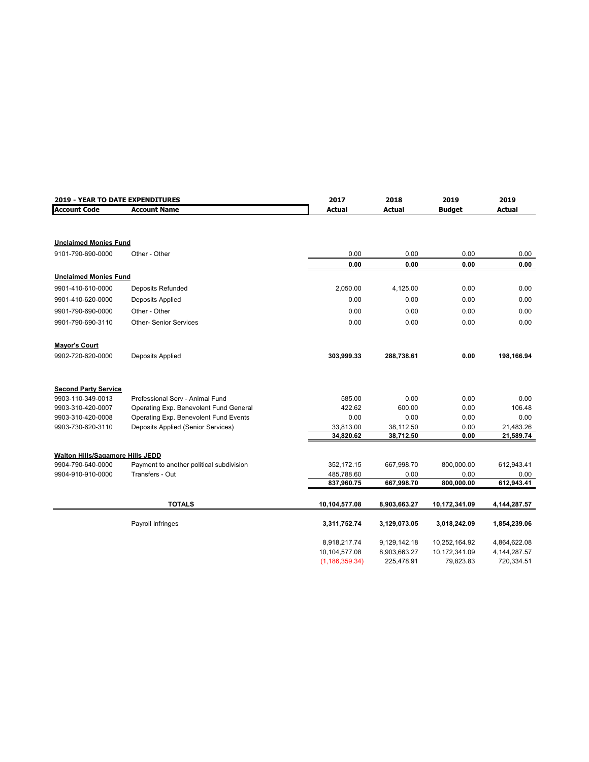| 2019 - YEAR TO DATE EXPENDITURES | | 2017 | 2018 | 2019 | 2019 |
|---|---|---|---|---|---|
| **Account Code** | **Account Name** | **Actual** | **Actual** | **Budget** | **Actual** |
| **Unclaimed Monies Fund** | | | | | |
| 9101-790-690-0000 | Other - Other | 0.00 | 0.00 | 0.00 | 0.00 |
| | | **0.00** | **0.00** | **0.00** | **0.00** |
| **Unclaimed Monies Fund** | | | | | |
| 9901-410-610-0000 | Deposits Refunded | 2,050.00 | 4,125.00 | 0.00 | 0.00 |
| 9901-410-620-0000 | Deposits Applied | 0.00 | 0.00 | 0.00 | 0.00 |
| 9901-790-690-0000 | Other - Other | 0.00 | 0.00 | 0.00 | 0.00 |
| 9901-790-690-3110 | Other- Senior Services | 0.00 | 0.00 | 0.00 | 0.00 |
| **Mayor's Court** | | | | | |
| 9902-720-620-0000 | Deposits Applied | **303,999.33** | **288,738.61** | **0.00** | **198,166.94** |
| **Second Party Service** | | | | | |
| 9903-110-349-0013 | Professional Serv - Animal Fund | 585.00 | 0.00 | 0.00 | 0.00 |
| 9903-310-420-0007 | Operating Exp. Benevolent Fund General | 422.62 | 600.00 | 0.00 | 106.48 |
| 9903-310-420-0008 | Operating Exp. Benevolent Fund Events | 0.00 | 0.00 | 0.00 | 0.00 |
| 9903-730-620-3110 | Deposits Applied (Senior Services) | 33,813.00 | 38,112.50 | 0.00 | 21,483.26 |
| | | **34,820.62** | **38,712.50** | **0.00** | **21,589.74** |
| **Walton Hills/Sagamore Hills JEDD** | | | | | |
| 9904-790-640-0000 | Payment to another political subdivision | 352,172.15 | 667,998.70 | 800,000.00 | 612,943.41 |
| 9904-910-910-0000 | Transfers - Out | 485,788.60 | 0.00 | 0.00 | 0.00 |
| | | **837,960.75** | **667,998.70** | **800,000.00** | **612,943.41** |
| | **TOTALS** | **10,104,577.08** | **8,903,663.27** | **10,172,341.09** | **4,144,287.57** |
| | Payroll Infringes | **3,311,752.74** | **3,129,073.05** | **3,018,242.09** | **1,854,239.06** |
| | | 8,918,217.74 | 9,129,142.18 | 10,252,164.92 | 4,864,622.08 |
| | | 10,104,577.08 | 8,903,663.27 | 10,172,341.09 | 4,144,287.57 |
| | | (1,186,359.34) | 225,478.91 | 79,823.83 | 720,334.51 |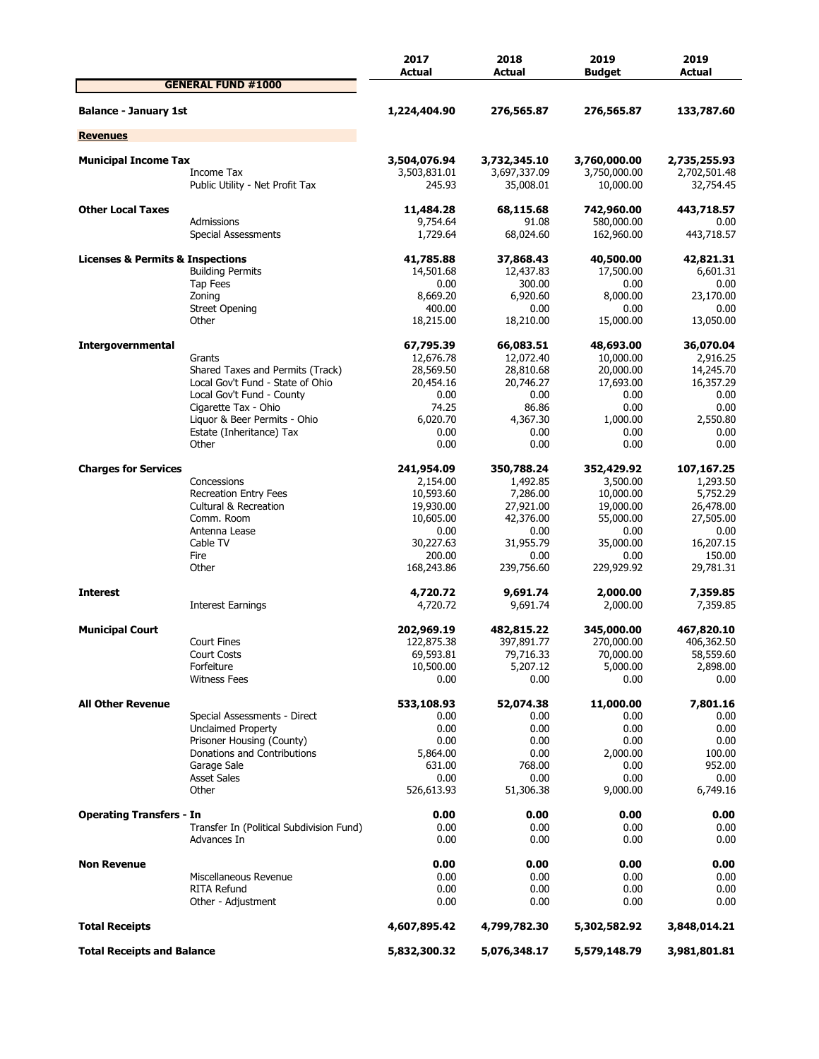| | | 2017 Actual | 2018 Actual | 2019 Budget | 2019 Actual |
|---|---|---|---|---|---|
| **GENERAL FUND #1000** | | | | | |
| **Balance - January 1st** | | **1,224,404.90** | **276,565.87** | **276,565.87** | **133,787.60** |
| **Revenues** | | | | | |
| **Municipal Income Tax** | | **3,504,076.94** | **3,732,345.10** | **3,760,000.00** | **2,735,255.93** |
| | Income Tax | 3,503,831.01 | 3,697,337.09 | 3,750,000.00 | 2,702,501.48 |
| | Public Utility - Net Profit Tax | 245.93 | 35,008.01 | 10,000.00 | 32,754.45 |
| **Other Local Taxes** | | **11,484.28** | **68,115.68** | **742,960.00** | **443,718.57** |
| | Admissions | 9,754.64 | 91.08 | 580,000.00 | 0.00 |
| | Special Assessments | 1,729.64 | 68,024.60 | 162,960.00 | 443,718.57 |
| **Licenses & Permits & Inspections** | | **41,785.88** | **37,868.43** | **40,500.00** | **42,821.31** |
| | Building Permits | 14,501.68 | 12,437.83 | 17,500.00 | 6,601.31 |
| | Tap Fees | 0.00 | 300.00 | 0.00 | 0.00 |
| | Zoning | 8,669.20 | 6,920.60 | 8,000.00 | 23,170.00 |
| | Street Opening | 400.00 | 0.00 | 0.00 | 0.00 |
| | Other | 18,215.00 | 18,210.00 | 15,000.00 | 13,050.00 |
| **Intergovernmental** | | **67,795.39** | **66,083.51** | **48,693.00** | **36,070.04** |
| | Grants | 12,676.78 | 12,072.40 | 10,000.00 | 2,916.25 |
| | Shared Taxes and Permits (Track) | 28,569.50 | 28,810.68 | 20,000.00 | 14,245.70 |
| | Local Gov't Fund - State of Ohio | 20,454.16 | 20,746.27 | 17,693.00 | 16,357.29 |
| | Local Gov't Fund - County | 0.00 | 0.00 | 0.00 | 0.00 |
| | Cigarette Tax - Ohio | 74.25 | 86.86 | 0.00 | 0.00 |
| | Liquor & Beer Permits - Ohio | 6,020.70 | 4,367.30 | 1,000.00 | 2,550.80 |
| | Estate (Inheritance) Tax | 0.00 | 0.00 | 0.00 | 0.00 |
| | Other | 0.00 | 0.00 | 0.00 | 0.00 |
| **Charges for Services** | | **241,954.09** | **350,788.24** | **352,429.92** | **107,167.25** |
| | Concessions | 2,154.00 | 1,492.85 | 3,500.00 | 1,293.50 |
| | Recreation Entry Fees | 10,593.60 | 7,286.00 | 10,000.00 | 5,752.29 |
| | Cultural & Recreation | 19,930.00 | 27,921.00 | 19,000.00 | 26,478.00 |
| | Comm. Room | 10,605.00 | 42,376.00 | 55,000.00 | 27,505.00 |
| | Antenna Lease | 0.00 | 0.00 | 0.00 | 0.00 |
| | Cable TV | 30,227.63 | 31,955.79 | 35,000.00 | 16,207.15 |
| | Fire | 200.00 | 0.00 | 0.00 | 150.00 |
| | Other | 168,243.86 | 239,756.60 | 229,929.92 | 29,781.31 |
| **Interest** | | **4,720.72** | **9,691.74** | **2,000.00** | **7,359.85** |
| | Interest Earnings | 4,720.72 | 9,691.74 | 2,000.00 | 7,359.85 |
| **Municipal Court** | | **202,969.19** | **482,815.22** | **345,000.00** | **467,820.10** |
| | Court Fines | 122,875.38 | 397,891.77 | 270,000.00 | 406,362.50 |
| | Court Costs | 69,593.81 | 79,716.33 | 70,000.00 | 58,559.60 |
| | Forfeiture | 10,500.00 | 5,207.12 | 5,000.00 | 2,898.00 |
| | Witness Fees | 0.00 | 0.00 | 0.00 | 0.00 |
| **All Other Revenue** | | **533,108.93** | **52,074.38** | **11,000.00** | **7,801.16** |
| | Special Assessments - Direct | 0.00 | 0.00 | 0.00 | 0.00 |
| | Unclaimed Property | 0.00 | 0.00 | 0.00 | 0.00 |
| | Prisoner Housing (County) | 0.00 | 0.00 | 0.00 | 0.00 |
| | Donations and Contributions | 5,864.00 | 0.00 | 2,000.00 | 100.00 |
| | Garage Sale | 631.00 | 768.00 | 0.00 | 952.00 |
| | Asset Sales | 0.00 | 0.00 | 0.00 | 0.00 |
| | Other | 526,613.93 | 51,306.38 | 9,000.00 | 6,749.16 |
| **Operating Transfers - In** | | **0.00** | **0.00** | **0.00** | **0.00** |
| | Transfer In (Political Subdivision Fund) | 0.00 | 0.00 | 0.00 | 0.00 |
| | Advances In | 0.00 | 0.00 | 0.00 | 0.00 |
| **Non Revenue** | | **0.00** | **0.00** | **0.00** | **0.00** |
| | Miscellaneous Revenue | 0.00 | 0.00 | 0.00 | 0.00 |
| | RITA Refund | 0.00 | 0.00 | 0.00 | 0.00 |
| | Other - Adjustment | 0.00 | 0.00 | 0.00 | 0.00 |
| **Total Receipts** | | **4,607,895.42** | **4,799,782.30** | **5,302,582.92** | **3,848,014.21** |
| **Total Receipts and Balance** | | **5,832,300.32** | **5,076,348.17** | **5,579,148.79** | **3,981,801.81** |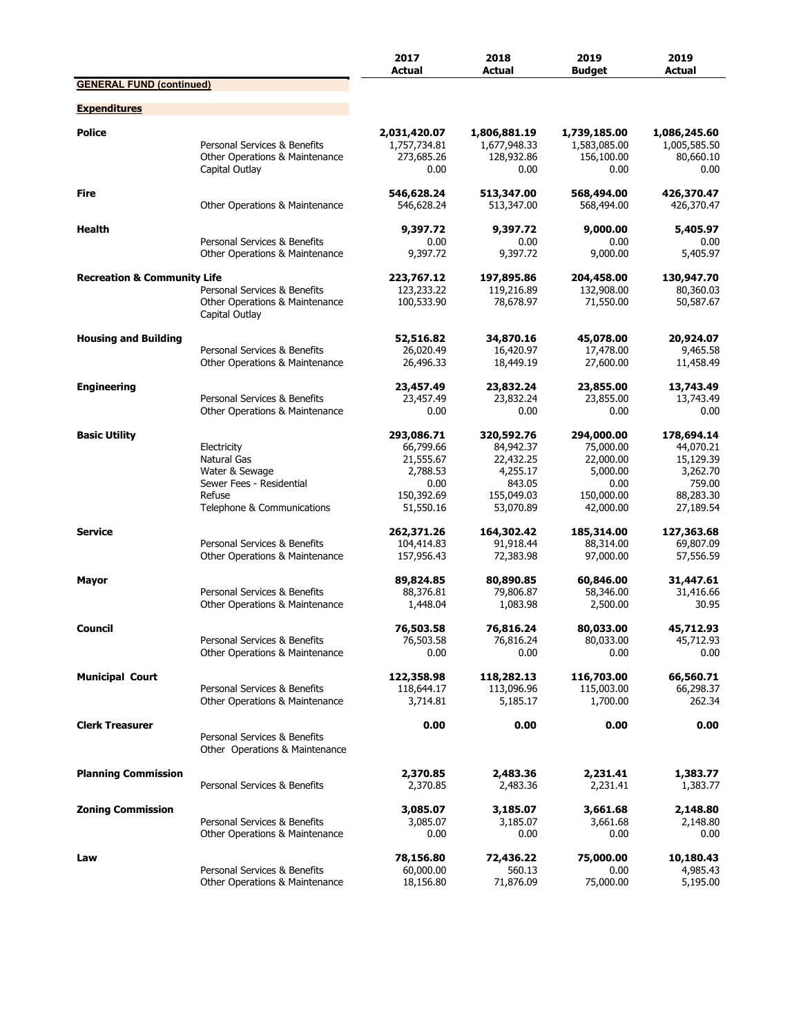| | | 2017 Actual | 2018 Actual | 2019 Budget | 2019 Actual |
|---|---|---|---|---|---|
| **GENERAL FUND (continued)** | | | | | |
| **Expenditures** | | | | | |
| **Police** | | **2,031,420.07** | **1,806,881.19** | **1,739,185.00** | **1,086,245.60** |
| | Personal Services & Benefits | 1,757,734.81 | 1,677,948.33 | 1,583,085.00 | 1,005,585.50 |
| | Other Operations & Maintenance | 273,685.26 | 128,932.86 | 156,100.00 | 80,660.10 |
| | Capital Outlay | 0.00 | 0.00 | 0.00 | 0.00 |
| **Fire** | | **546,628.24** | **513,347.00** | **568,494.00** | **426,370.47** |
| | Other Operations & Maintenance | 546,628.24 | 513,347.00 | 568,494.00 | 426,370.47 |
| **Health** | | **9,397.72** | **9,397.72** | **9,000.00** | **5,405.97** |
| | Personal Services & Benefits | 0.00 | 0.00 | 0.00 | 0.00 |
| | Other Operations & Maintenance | 9,397.72 | 9,397.72 | 9,000.00 | 5,405.97 |
| **Recreation & Community Life** | | **223,767.12** | **197,895.86** | **204,458.00** | **130,947.70** |
| | Personal Services & Benefits | 123,233.22 | 119,216.89 | 132,908.00 | 80,360.03 |
| | Other Operations & Maintenance | 100,533.90 | 78,678.97 | 71,550.00 | 50,587.67 |
| | Capital Outlay | | | | |
| **Housing and Building** | | **52,516.82** | **34,870.16** | **45,078.00** | **20,924.07** |
| | Personal Services & Benefits | 26,020.49 | 16,420.97 | 17,478.00 | 9,465.58 |
| | Other Operations & Maintenance | 26,496.33 | 18,449.19 | 27,600.00 | 11,458.49 |
| **Engineering** | | **23,457.49** | **23,832.24** | **23,855.00** | **13,743.49** |
| | Personal Services & Benefits | 23,457.49 | 23,832.24 | 23,855.00 | 13,743.49 |
| | Other Operations & Maintenance | 0.00 | 0.00 | 0.00 | 0.00 |
| **Basic Utility** | | **293,086.71** | **320,592.76** | **294,000.00** | **178,694.14** |
| | Electricity | 66,799.66 | 84,942.37 | 75,000.00 | 44,070.21 |
| | Natural Gas | 21,555.67 | 22,432.25 | 22,000.00 | 15,129.39 |
| | Water & Sewage | 2,788.53 | 4,255.17 | 5,000.00 | 3,262.70 |
| | Sewer Fees - Residential | 0.00 | 843.05 | 0.00 | 759.00 |
| | Refuse | 150,392.69 | 155,049.03 | 150,000.00 | 88,283.30 |
| | Telephone & Communications | 51,550.16 | 53,070.89 | 42,000.00 | 27,189.54 |
| **Service** | | **262,371.26** | **164,302.42** | **185,314.00** | **127,363.68** |
| | Personal Services & Benefits | 104,414.83 | 91,918.44 | 88,314.00 | 69,807.09 |
| | Other Operations & Maintenance | 157,956.43 | 72,383.98 | 97,000.00 | 57,556.59 |
| **Mayor** | | **89,824.85** | **80,890.85** | **60,846.00** | **31,447.61** |
| | Personal Services & Benefits | 88,376.81 | 79,806.87 | 58,346.00 | 31,416.66 |
| | Other Operations & Maintenance | 1,448.04 | 1,083.98 | 2,500.00 | 30.95 |
| **Council** | | **76,503.58** | **76,816.24** | **80,033.00** | **45,712.93** |
| | Personal Services & Benefits | 76,503.58 | 76,816.24 | 80,033.00 | 45,712.93 |
| | Other Operations & Maintenance | 0.00 | 0.00 | 0.00 | 0.00 |
| **Municipal Court** | | **122,358.98** | **118,282.13** | **116,703.00** | **66,560.71** |
| | Personal Services & Benefits | 118,644.17 | 113,096.96 | 115,003.00 | 66,298.37 |
| | Other Operations & Maintenance | 3,714.81 | 5,185.17 | 1,700.00 | 262.34 |
| **Clerk Treasurer** | | **0.00** | **0.00** | **0.00** | **0.00** |
| | Personal Services & Benefits | | | | |
| | Other Operations & Maintenance | | | | |
| **Planning Commission** | | **2,370.85** | **2,483.36** | **2,231.41** | **1,383.77** |
| | Personal Services & Benefits | 2,370.85 | 2,483.36 | 2,231.41 | 1,383.77 |
| **Zoning Commission** | | **3,085.07** | **3,185.07** | **3,661.68** | **2,148.80** |
| | Personal Services & Benefits | 3,085.07 | 3,185.07 | 3,661.68 | 2,148.80 |
| | Other Operations & Maintenance | 0.00 | 0.00 | 0.00 | 0.00 |
| **Law** | | **78,156.80** | **72,436.22** | **75,000.00** | **10,180.43** |
| | Personal Services & Benefits | 60,000.00 | 560.13 | 0.00 | 4,985.43 |
| | Other Operations & Maintenance | 18,156.80 | 71,876.09 | 75,000.00 | 5,195.00 |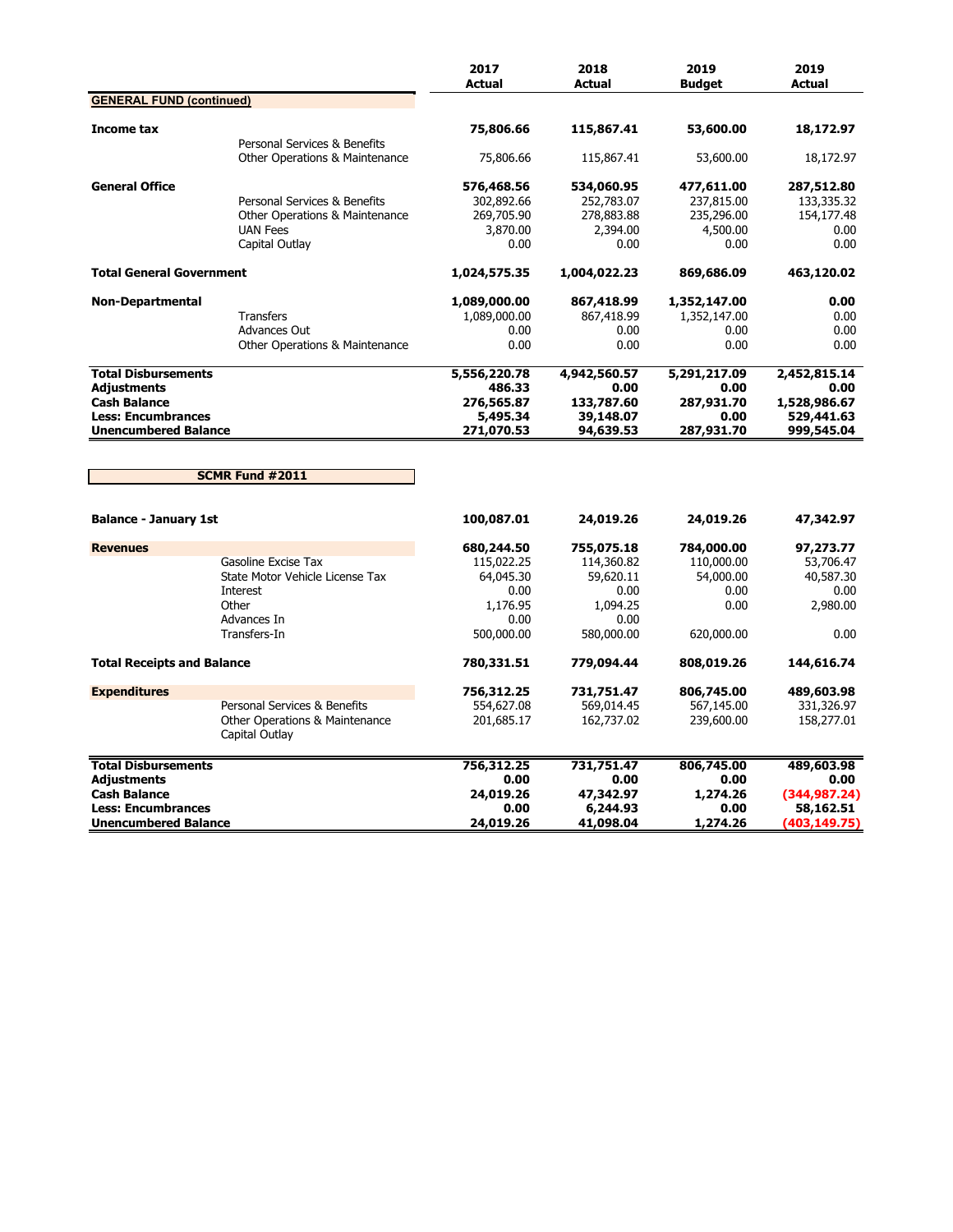| | | 2017 Actual | 2018 Actual | 2019 Budget | 2019 Actual |
|---|---|---|---|---|---|
| **GENERAL FUND (continued)** | | | | | |
| **Income tax** | | **75,806.66** | **115,867.41** | **53,600.00** | **18,172.97** |
| | Personal Services & Benefits | | | | |
| | Other Operations & Maintenance | 75,806.66 | 115,867.41 | 53,600.00 | 18,172.97 |
| **General Office** | | **576,468.56** | **534,060.95** | **477,611.00** | **287,512.80** |
| | Personal Services & Benefits | 302,892.66 | 252,783.07 | 237,815.00 | 133,335.32 |
| | Other Operations & Maintenance | 269,705.90 | 278,883.88 | 235,296.00 | 154,177.48 |
| | UAN Fees | 3,870.00 | 2,394.00 | 4,500.00 | 0.00 |
| | Capital Outlay | 0.00 | 0.00 | 0.00 | 0.00 |
| **Total General Government** | | **1,024,575.35** | **1,004,022.23** | **869,686.09** | **463,120.02** |
| **Non-Departmental** | | **1,089,000.00** | **867,418.99** | **1,352,147.00** | **0.00** |
| | Transfers | 1,089,000.00 | 867,418.99 | 1,352,147.00 | 0.00 |
| | Advances Out | 0.00 | 0.00 | 0.00 | 0.00 |
| | Other Operations & Maintenance | 0.00 | 0.00 | 0.00 | 0.00 |
| **Total Disbursements** | | **5,556,220.78** | **4,942,560.57** | **5,291,217.09** | **2,452,815.14** |
| **Adjustments** | | **486.33** | **0.00** | **0.00** | **0.00** |
| **Cash Balance** | | **276,565.87** | **133,787.60** | **287,931.70** | **1,528,986.67** |
| **Less: Encumbrances** | | **5,495.34** | **39,148.07** | **0.00** | **529,441.63** |
| **Unencumbered Balance** | | **271,070.53** | **94,639.53** | **287,931.70** | **999,545.04** |

| **SCMR Fund #2011** | | 2017 Actual | 2018 Actual | 2019 Budget | 2019 Actual |
|---|---|---|---|---|---|
| **Balance - January 1st** | | **100,087.01** | **24,019.26** | **24,019.26** | **47,342.97** |
| **Revenues** | | **680,244.50** | **755,075.18** | **784,000.00** | **97,273.77** |
| | Gasoline Excise Tax | 115,022.25 | 114,360.82 | 110,000.00 | 53,706.47 |
| | State Motor Vehicle License Tax | 64,045.30 | 59,620.11 | 54,000.00 | 40,587.30 |
| | Interest | 0.00 | 0.00 | 0.00 | 0.00 |
| | Other | 1,176.95 | 1,094.25 | 0.00 | 2,980.00 |
| | Advances In | 0.00 | 0.00 | | |
| | Transfers-In | 500,000.00 | 580,000.00 | 620,000.00 | 0.00 |
| **Total Receipts and Balance** | | **780,331.51** | **779,094.44** | **808,019.26** | **144,616.74** |
| **Expenditures** | | **756,312.25** | **731,751.47** | **806,745.00** | **489,603.98** |
| | Personal Services & Benefits | 554,627.08 | 569,014.45 | 567,145.00 | 331,326.97 |
| | Other Operations & Maintenance | 201,685.17 | 162,737.02 | 239,600.00 | 158,277.01 |
| | Capital Outlay | | | | |
| **Total Disbursements** | | **756,312.25** | **731,751.47** | **806,745.00** | **489,603.98** |
| **Adjustments** | | **0.00** | **0.00** | **0.00** | **0.00** |
| **Cash Balance** | | **24,019.26** | **47,342.97** | **1,274.26** | **(344,987.24)** |
| **Less: Encumbrances** | | **0.00** | **6,244.93** | **0.00** | **58,162.51** |
| **Unencumbered Balance** | | **24,019.26** | **41,098.04** | **1,274.26** | **(403,149.75)** |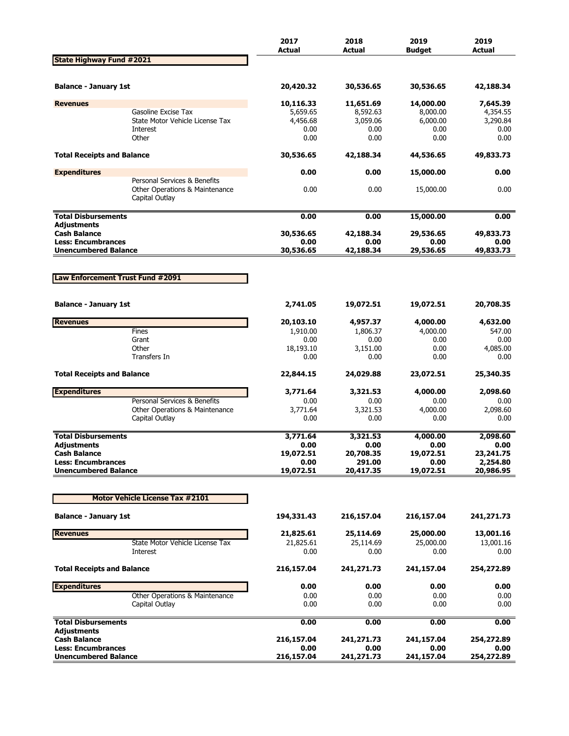## State Highway Fund #2021

| | | 2017 Actual | 2018 Actual | 2019 Budget | 2019 Actual |
|---|---|---|---|---|---|
| **Balance - January 1st** | | **20,420.32** | **30,536.65** | **30,536.65** | **42,188.34** |
| **Revenues** | | **10,116.33** | **11,651.69** | **14,000.00** | **7,645.39** |
| | Gasoline Excise Tax | 5,659.65 | 8,592.63 | 8,000.00 | 4,354.55 |
| | State Motor Vehicle License Tax | 4,456.68 | 3,059.06 | 6,000.00 | 3,290.84 |
| | Interest | 0.00 | 0.00 | 0.00 | 0.00 |
| | Other | 0.00 | 0.00 | 0.00 | 0.00 |
| **Total Receipts and Balance** | | **30,536.65** | **42,188.34** | **44,536.65** | **49,833.73** |
| **Expenditures** | | **0.00** | **0.00** | **15,000.00** | **0.00** |
| | Personal Services & Benefits | | | | |
| | Other Operations & Maintenance | 0.00 | 0.00 | 15,000.00 | 0.00 |
| | Capital Outlay | | | | |
| **Total Disbursements** | | **0.00** | **0.00** | **15,000.00** | **0.00** |
| **Adjustments** | | | | | |
| **Cash Balance** | | **30,536.65** | **42,188.34** | **29,536.65** | **49,833.73** |
| **Less: Encumbrances** | | **0.00** | **0.00** | **0.00** | **0.00** |
| **Unencumbered Balance** | | **30,536.65** | **42,188.34** | **29,536.65** | **49,833.73** |

## Law Enforcement Trust Fund #2091

| | | 2017 Actual | 2018 Actual | 2019 Budget | 2019 Actual |
|---|---|---|---|---|---|
| **Balance - January 1st** | | **2,741.05** | **19,072.51** | **19,072.51** | **20,708.35** |
| **Revenues** | | **20,103.10** | **4,957.37** | **4,000.00** | **4,632.00** |
| | Fines | 1,910.00 | 1,806.37 | 4,000.00 | 547.00 |
| | Grant | 0.00 | 0.00 | 0.00 | 0.00 |
| | Other | 18,193.10 | 3,151.00 | 0.00 | 4,085.00 |
| | Transfers In | 0.00 | 0.00 | 0.00 | 0.00 |
| **Total Receipts and Balance** | | **22,844.15** | **24,029.88** | **23,072.51** | **25,340.35** |
| **Expenditures** | | **3,771.64** | **3,321.53** | **4,000.00** | **2,098.60** |
| | Personal Services & Benefits | 0.00 | 0.00 | 0.00 | 0.00 |
| | Other Operations & Maintenance | 3,771.64 | 3,321.53 | 4,000.00 | 2,098.60 |
| | Capital Outlay | 0.00 | 0.00 | 0.00 | 0.00 |
| **Total Disbursements** | | **3,771.64** | **3,321.53** | **4,000.00** | **2,098.60** |
| **Adjustments** | | **0.00** | **0.00** | **0.00** | **0.00** |
| **Cash Balance** | | **19,072.51** | **20,708.35** | **19,072.51** | **23,241.75** |
| **Less: Encumbrances** | | **0.00** | **291.00** | **0.00** | **2,254.80** |
| **Unencumbered Balance** | | **19,072.51** | **20,417.35** | **19,072.51** | **20,986.95** |

## Motor Vehicle License Tax #2101

| | | 2017 Actual | 2018 Actual | 2019 Budget | 2019 Actual |
|---|---|---|---|---|---|
| **Balance - January 1st** | | **194,331.43** | **216,157.04** | **216,157.04** | **241,271.73** |
| **Revenues** | | **21,825.61** | **25,114.69** | **25,000.00** | **13,001.16** |
| | State Motor Vehicle License Tax | 21,825.61 | 25,114.69 | 25,000.00 | 13,001.16 |
| | Interest | 0.00 | 0.00 | 0.00 | 0.00 |
| **Total Receipts and Balance** | | **216,157.04** | **241,271.73** | **241,157.04** | **254,272.89** |
| **Expenditures** | | **0.00** | **0.00** | **0.00** | **0.00** |
| | Other Operations & Maintenance | 0.00 | 0.00 | 0.00 | 0.00 |
| | Capital Outlay | 0.00 | 0.00 | 0.00 | 0.00 |
| **Total Disbursements** | | **0.00** | **0.00** | **0.00** | **0.00** |
| **Adjustments** | | | | | |
| **Cash Balance** | | **216,157.04** | **241,271.73** | **241,157.04** | **254,272.89** |
| **Less: Encumbrances** | | **0.00** | **0.00** | **0.00** | **0.00** |
| **Unencumbered Balance** | | **216,157.04** | **241,271.73** | **241,157.04** | **254,272.89** |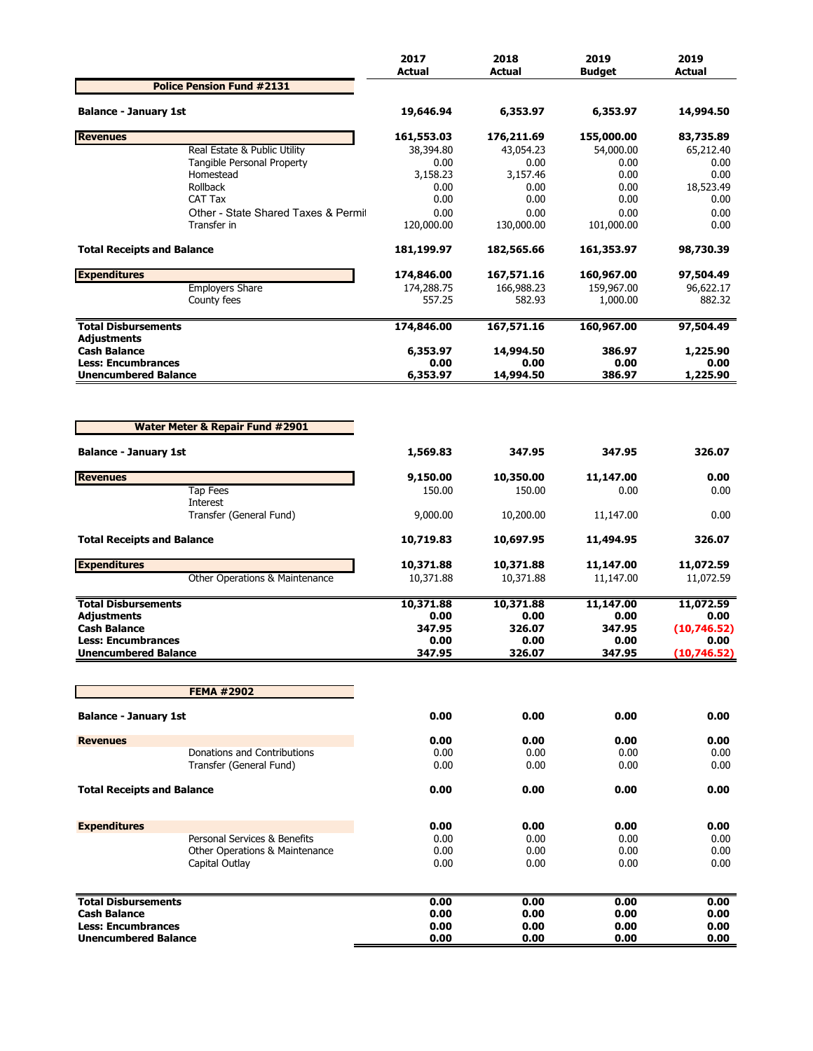| | 2017 Actual | 2018 Actual | 2019 Budget | 2019 Actual |
|---|---|---|---|---|
| **Police Pension Fund #2131** | | | | |
| **Balance - January 1st** | **19,646.94** | **6,353.97** | **6,353.97** | **14,994.50** |
| **Revenues** | **161,553.03** | **176,211.69** | **155,000.00** | **83,735.89** |
| Real Estate & Public Utility | 38,394.80 | 43,054.23 | 54,000.00 | 65,212.40 |
| Tangible Personal Property | 0.00 | 0.00 | 0.00 | 0.00 |
| Homestead | 3,158.23 | 3,157.46 | 0.00 | 0.00 |
| Rollback | 0.00 | 0.00 | 0.00 | 18,523.49 |
| CAT Tax | 0.00 | 0.00 | 0.00 | 0.00 |
| Other - State Shared Taxes & Permit | 0.00 | 0.00 | 0.00 | 0.00 |
| Transfer in | 120,000.00 | 130,000.00 | 101,000.00 | 0.00 |
| **Total Receipts and Balance** | **181,199.97** | **182,565.66** | **161,353.97** | **98,730.39** |
| **Expenditures** | **174,846.00** | **167,571.16** | **160,967.00** | **97,504.49** |
| Employers Share | 174,288.75 | 166,988.23 | 159,967.00 | 96,622.17 |
| County fees | 557.25 | 582.93 | 1,000.00 | 882.32 |
| **Total Disbursements** | **174,846.00** | **167,571.16** | **160,967.00** | **97,504.49** |
| **Adjustments** | | | | |
| **Cash Balance** | **6,353.97** | **14,994.50** | **386.97** | **1,225.90** |
| **Less: Encumbrances** | **0.00** | **0.00** | **0.00** | **0.00** |
| **Unencumbered Balance** | **6,353.97** | **14,994.50** | **386.97** | **1,225.90** |

| | 2017 Actual | 2018 Actual | 2019 Budget | 2019 Actual |
|---|---|---|---|---|
| **Water Meter & Repair Fund #2901** | | | | |
| **Balance - January 1st** | **1,569.83** | **347.95** | **347.95** | **326.07** |
| **Revenues** | **9,150.00** | **10,350.00** | **11,147.00** | **0.00** |
| Tap Fees | 150.00 | 150.00 | 0.00 | 0.00 |
| Interest | | | | |
| Transfer (General Fund) | 9,000.00 | 10,200.00 | 11,147.00 | 0.00 |
| **Total Receipts and Balance** | **10,719.83** | **10,697.95** | **11,494.95** | **326.07** |
| **Expenditures** | **10,371.88** | **10,371.88** | **11,147.00** | **11,072.59** |
| Other Operations & Maintenance | 10,371.88 | 10,371.88 | 11,147.00 | 11,072.59 |
| **Total Disbursements** | **10,371.88** | **10,371.88** | **11,147.00** | **11,072.59** |
| **Adjustments** | **0.00** | **0.00** | **0.00** | **0.00** |
| **Cash Balance** | **347.95** | **326.07** | **347.95** | **(10,746.52)** |
| **Less: Encumbrances** | **0.00** | **0.00** | **0.00** | **0.00** |
| **Unencumbered Balance** | **347.95** | **326.07** | **347.95** | **(10,746.52)** |

| | 2017 Actual | 2018 Actual | 2019 Budget | 2019 Actual |
|---|---|---|---|---|
| **FEMA #2902** | | | | |
| **Balance - January 1st** | **0.00** | **0.00** | **0.00** | **0.00** |
| **Revenues** | **0.00** | **0.00** | **0.00** | **0.00** |
| Donations and Contributions | 0.00 | 0.00 | 0.00 | 0.00 |
| Transfer (General Fund) | 0.00 | 0.00 | 0.00 | 0.00 |
| **Total Receipts and Balance** | **0.00** | **0.00** | **0.00** | **0.00** |
| **Expenditures** | **0.00** | **0.00** | **0.00** | **0.00** |
| Personal Services & Benefits | 0.00 | 0.00 | 0.00 | 0.00 |
| Other Operations & Maintenance | 0.00 | 0.00 | 0.00 | 0.00 |
| Capital Outlay | 0.00 | 0.00 | 0.00 | 0.00 |
| **Total Disbursements** | **0.00** | **0.00** | **0.00** | **0.00** |
| **Cash Balance** | **0.00** | **0.00** | **0.00** | **0.00** |
| **Less: Encumbrances** | **0.00** | **0.00** | **0.00** | **0.00** |
| **Unencumbered Balance** | **0.00** | **0.00** | **0.00** | **0.00** |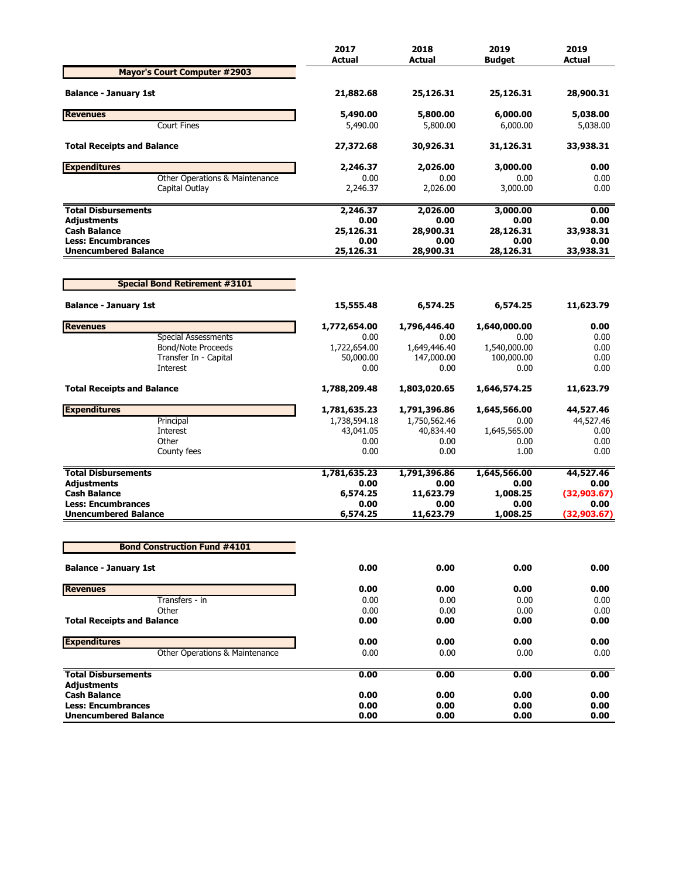| | 2017 Actual | 2018 Actual | 2019 Budget | 2019 Actual |
|---|---|---|---|---|
| **Mayor's Court Computer #2903** | | | | |
| **Balance - January 1st** | **21,882.68** | **25,126.31** | **25,126.31** | **28,900.31** |
| **Revenues** | **5,490.00** | **5,800.00** | **6,000.00** | **5,038.00** |
| Court Fines | 5,490.00 | 5,800.00 | 6,000.00 | 5,038.00 |
| **Total Receipts and Balance** | **27,372.68** | **30,926.31** | **31,126.31** | **33,938.31** |
| **Expenditures** | **2,246.37** | **2,026.00** | **3,000.00** | **0.00** |
| Other Operations & Maintenance | 0.00 | 0.00 | 0.00 | 0.00 |
| Capital Outlay | 2,246.37 | 2,026.00 | 3,000.00 | 0.00 |
| **Total Disbursements** | **2,246.37** | **2,026.00** | **3,000.00** | **0.00** |
| **Adjustments** | **0.00** | **0.00** | **0.00** | **0.00** |
| **Cash Balance** | **25,126.31** | **28,900.31** | **28,126.31** | **33,938.31** |
| **Less: Encumbrances** | **0.00** | **0.00** | **0.00** | **0.00** |
| **Unencumbered Balance** | **25,126.31** | **28,900.31** | **28,126.31** | **33,938.31** |

| | 2017 Actual | 2018 Actual | 2019 Budget | 2019 Actual |
|---|---|---|---|---|
| **Special Bond Retirement #3101** | | | | |
| **Balance - January 1st** | **15,555.48** | **6,574.25** | **6,574.25** | **11,623.79** |
| **Revenues** | **1,772,654.00** | **1,796,446.40** | **1,640,000.00** | **0.00** |
| Special Assessments | 0.00 | 0.00 | 0.00 | 0.00 |
| Bond/Note Proceeds | 1,722,654.00 | 1,649,446.40 | 1,540,000.00 | 0.00 |
| Transfer In - Capital | 50,000.00 | 147,000.00 | 100,000.00 | 0.00 |
| Interest | 0.00 | 0.00 | 0.00 | 0.00 |
| **Total Receipts and Balance** | **1,788,209.48** | **1,803,020.65** | **1,646,574.25** | **11,623.79** |
| **Expenditures** | **1,781,635.23** | **1,791,396.86** | **1,645,566.00** | **44,527.46** |
| Principal | 1,738,594.18 | 1,750,562.46 | 0.00 | 44,527.46 |
| Interest | 43,041.05 | 40,834.40 | 1,645,565.00 | 0.00 |
| Other | 0.00 | 0.00 | 0.00 | 0.00 |
| County fees | 0.00 | 0.00 | 1.00 | 0.00 |
| **Total Disbursements** | **1,781,635.23** | **1,791,396.86** | **1,645,566.00** | **44,527.46** |
| **Adjustments** | **0.00** | **0.00** | **0.00** | **0.00** |
| **Cash Balance** | **6,574.25** | **11,623.79** | **1,008.25** | **(32,903.67)** |
| **Less: Encumbrances** | **0.00** | **0.00** | **0.00** | **0.00** |
| **Unencumbered Balance** | **6,574.25** | **11,623.79** | **1,008.25** | **(32,903.67)** |

| | 2017 Actual | 2018 Actual | 2019 Budget | 2019 Actual |
|---|---|---|---|---|
| **Bond Construction Fund #4101** | | | | |
| **Balance - January 1st** | **0.00** | **0.00** | **0.00** | **0.00** |
| **Revenues** | **0.00** | **0.00** | **0.00** | **0.00** |
| Transfers - in | 0.00 | 0.00 | 0.00 | 0.00 |
| Other | 0.00 | 0.00 | 0.00 | 0.00 |
| **Total Receipts and Balance** | **0.00** | **0.00** | **0.00** | **0.00** |
| **Expenditures** | **0.00** | **0.00** | **0.00** | **0.00** |
| Other Operations & Maintenance | 0.00 | 0.00 | 0.00 | 0.00 |
| **Total Disbursements** | **0.00** | **0.00** | **0.00** | **0.00** |
| **Adjustments** | | | | |
| **Cash Balance** | **0.00** | **0.00** | **0.00** | **0.00** |
| **Less: Encumbrances** | **0.00** | **0.00** | **0.00** | **0.00** |
| **Unencumbered Balance** | **0.00** | **0.00** | **0.00** | **0.00** |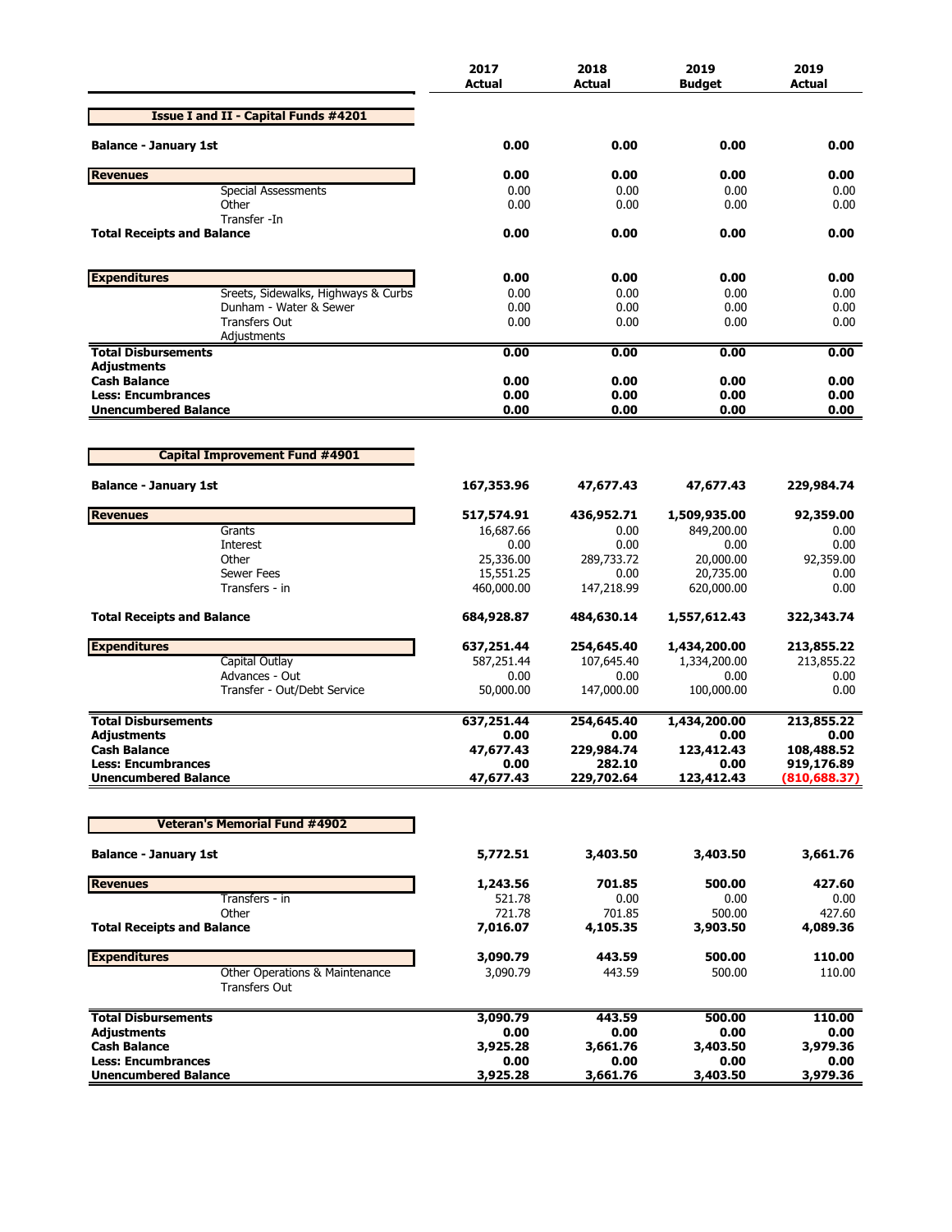| | 2017 Actual | 2018 Actual | 2019 Budget | 2019 Actual |
|---|---|---|---|---|
| **Issue I and II - Capital Funds #4201** | | | | |
| **Balance - January 1st** | **0.00** | **0.00** | **0.00** | **0.00** |
| **Revenues** | **0.00** | **0.00** | **0.00** | **0.00** |
| Special Assessments | 0.00 | 0.00 | 0.00 | 0.00 |
| Other | 0.00 | 0.00 | 0.00 | 0.00 |
| Transfer -In | | | | |
| **Total Receipts and Balance** | **0.00** | **0.00** | **0.00** | **0.00** |
| **Expenditures** | **0.00** | **0.00** | **0.00** | **0.00** |
| Sreets, Sidewalks, Highways & Curbs | 0.00 | 0.00 | 0.00 | 0.00 |
| Dunham - Water & Sewer | 0.00 | 0.00 | 0.00 | 0.00 |
| Transfers Out | 0.00 | 0.00 | 0.00 | 0.00 |
| Adjustments | | | | |
| **Total Disbursements** | **0.00** | **0.00** | **0.00** | **0.00** |
| **Adjustments** | | | | |
| **Cash Balance** | **0.00** | **0.00** | **0.00** | **0.00** |
| **Less: Encumbrances** | **0.00** | **0.00** | **0.00** | **0.00** |
| **Unencumbered Balance** | **0.00** | **0.00** | **0.00** | **0.00** |
| **Capital Improvement Fund #4901** | | | | |
| **Balance - January 1st** | **167,353.96** | **47,677.43** | **47,677.43** | **229,984.74** |
| **Revenues** | **517,574.91** | **436,952.71** | **1,509,935.00** | **92,359.00** |
| Grants | 16,687.66 | 0.00 | 849,200.00 | 0.00 |
| Interest | 0.00 | 0.00 | 0.00 | 0.00 |
| Other | 25,336.00 | 289,733.72 | 20,000.00 | 92,359.00 |
| Sewer Fees | 15,551.25 | 0.00 | 20,735.00 | 0.00 |
| Transfers - in | 460,000.00 | 147,218.99 | 620,000.00 | 0.00 |
| **Total Receipts and Balance** | **684,928.87** | **484,630.14** | **1,557,612.43** | **322,343.74** |
| **Expenditures** | **637,251.44** | **254,645.40** | **1,434,200.00** | **213,855.22** |
| Capital Outlay | 587,251.44 | 107,645.40 | 1,334,200.00 | 213,855.22 |
| Advances - Out | 0.00 | 0.00 | 0.00 | 0.00 |
| Transfer - Out/Debt Service | 50,000.00 | 147,000.00 | 100,000.00 | 0.00 |
| **Total Disbursements** | **637,251.44** | **254,645.40** | **1,434,200.00** | **213,855.22** |
| **Adjustments** | **0.00** | **0.00** | **0.00** | **0.00** |
| **Cash Balance** | **47,677.43** | **229,984.74** | **123,412.43** | **108,488.52** |
| **Less: Encumbrances** | **0.00** | **282.10** | **0.00** | **919,176.89** |
| **Unencumbered Balance** | **47,677.43** | **229,702.64** | **123,412.43** | **(810,688.37)** |
| **Veteran's Memorial Fund #4902** | | | | |
| **Balance - January 1st** | **5,772.51** | **3,403.50** | **3,403.50** | **3,661.76** |
| **Revenues** | **1,243.56** | **701.85** | **500.00** | **427.60** |
| Transfers - in | 521.78 | 0.00 | 0.00 | 0.00 |
| Other | 721.78 | 701.85 | 500.00 | 427.60 |
| **Total Receipts and Balance** | **7,016.07** | **4,105.35** | **3,903.50** | **4,089.36** |
| **Expenditures** | **3,090.79** | **443.59** | **500.00** | **110.00** |
| Other Operations & Maintenance | 3,090.79 | 443.59 | 500.00 | 110.00 |
| Transfers Out | | | | |
| **Total Disbursements** | **3,090.79** | **443.59** | **500.00** | **110.00** |
| **Adjustments** | **0.00** | **0.00** | **0.00** | **0.00** |
| **Cash Balance** | **3,925.28** | **3,661.76** | **3,403.50** | **3,979.36** |
| **Less: Encumbrances** | **0.00** | **0.00** | **0.00** | **0.00** |
| **Unencumbered Balance** | **3,925.28** | **3,661.76** | **3,403.50** | **3,979.36** |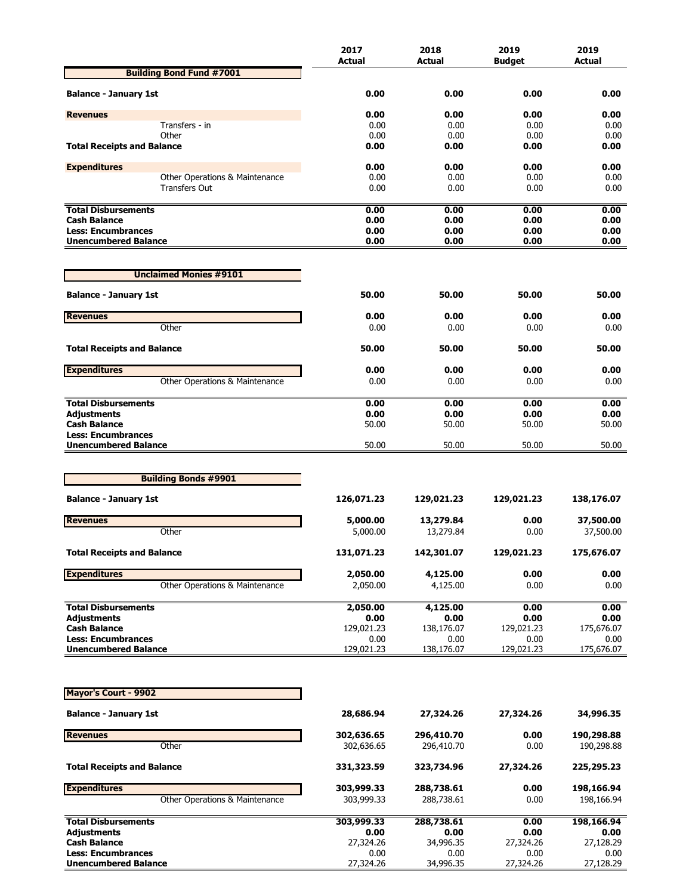| | 2017 Actual | 2018 Actual | 2019 Budget | 2019 Actual |
|---|---|---|---|---|
| **Building Bond Fund #7001** | | | | |
| **Balance - January 1st** | **0.00** | **0.00** | **0.00** | **0.00** |
| **Revenues** | **0.00** | **0.00** | **0.00** | **0.00** |
| Transfers - in | 0.00 | 0.00 | 0.00 | 0.00 |
| Other | 0.00 | 0.00 | 0.00 | 0.00 |
| **Total Receipts and Balance** | **0.00** | **0.00** | **0.00** | **0.00** |
| **Expenditures** | **0.00** | **0.00** | **0.00** | **0.00** |
| Other Operations & Maintenance | 0.00 | 0.00 | 0.00 | 0.00 |
| Transfers Out | 0.00 | 0.00 | 0.00 | 0.00 |
| **Total Disbursements** | **0.00** | **0.00** | **0.00** | **0.00** |
| **Cash Balance** | **0.00** | **0.00** | **0.00** | **0.00** |
| **Less: Encumbrances** | **0.00** | **0.00** | **0.00** | **0.00** |
| **Unencumbered Balance** | **0.00** | **0.00** | **0.00** | **0.00** |

| | 2017 Actual | 2018 Actual | 2019 Budget | 2019 Actual |
|---|---|---|---|---|
| **Unclaimed Monies #9101** | | | | |
| **Balance - January 1st** | **50.00** | **50.00** | **50.00** | **50.00** |
| **Revenues** | **0.00** | **0.00** | **0.00** | **0.00** |
| Other | 0.00 | 0.00 | 0.00 | 0.00 |
| **Total Receipts and Balance** | **50.00** | **50.00** | **50.00** | **50.00** |
| **Expenditures** | **0.00** | **0.00** | **0.00** | **0.00** |
| Other Operations & Maintenance | 0.00 | 0.00 | 0.00 | 0.00 |
| **Total Disbursements** | **0.00** | **0.00** | **0.00** | **0.00** |
| **Adjustments** | **0.00** | **0.00** | **0.00** | **0.00** |
| **Cash Balance** | 50.00 | 50.00 | 50.00 | 50.00 |
| **Less: Encumbrances** | | | | |
| **Unencumbered Balance** | 50.00 | 50.00 | 50.00 | 50.00 |

| | 2017 Actual | 2018 Actual | 2019 Budget | 2019 Actual |
|---|---|---|---|---|
| **Building Bonds #9901** | | | | |
| **Balance - January 1st** | **126,071.23** | **129,021.23** | **129,021.23** | **138,176.07** |
| **Revenues** | **5,000.00** | **13,279.84** | **0.00** | **37,500.00** |
| Other | 5,000.00 | 13,279.84 | 0.00 | 37,500.00 |
| **Total Receipts and Balance** | **131,071.23** | **142,301.07** | **129,021.23** | **175,676.07** |
| **Expenditures** | **2,050.00** | **4,125.00** | **0.00** | **0.00** |
| Other Operations & Maintenance | 2,050.00 | 4,125.00 | 0.00 | 0.00 |
| **Total Disbursements** | **2,050.00** | **4,125.00** | **0.00** | **0.00** |
| **Adjustments** | **0.00** | **0.00** | **0.00** | **0.00** |
| **Cash Balance** | 129,021.23 | 138,176.07 | 129,021.23 | 175,676.07 |
| **Less: Encumbrances** | 0.00 | 0.00 | 0.00 | 0.00 |
| **Unencumbered Balance** | 129,021.23 | 138,176.07 | 129,021.23 | 175,676.07 |

| | 2017 Actual | 2018 Actual | 2019 Budget | 2019 Actual |
|---|---|---|---|---|
| **Mayor's Court - 9902** | | | | |
| **Balance - January 1st** | **28,686.94** | **27,324.26** | **27,324.26** | **34,996.35** |
| **Revenues** | **302,636.65** | **296,410.70** | **0.00** | **190,298.88** |
| Other | 302,636.65 | 296,410.70 | 0.00 | 190,298.88 |
| **Total Receipts and Balance** | **331,323.59** | **323,734.96** | **27,324.26** | **225,295.23** |
| **Expenditures** | **303,999.33** | **288,738.61** | **0.00** | **198,166.94** |
| Other Operations & Maintenance | 303,999.33 | 288,738.61 | 0.00 | 198,166.94 |
| **Total Disbursements** | **303,999.33** | **288,738.61** | **0.00** | **198,166.94** |
| **Adjustments** | **0.00** | **0.00** | **0.00** | **0.00** |
| **Cash Balance** | 27,324.26 | 34,996.35 | 27,324.26 | 27,128.29 |
| **Less: Encumbrances** | 0.00 | 0.00 | 0.00 | 0.00 |
| **Unencumbered Balance** | 27,324.26 | 34,996.35 | 27,324.26 | 27,128.29 |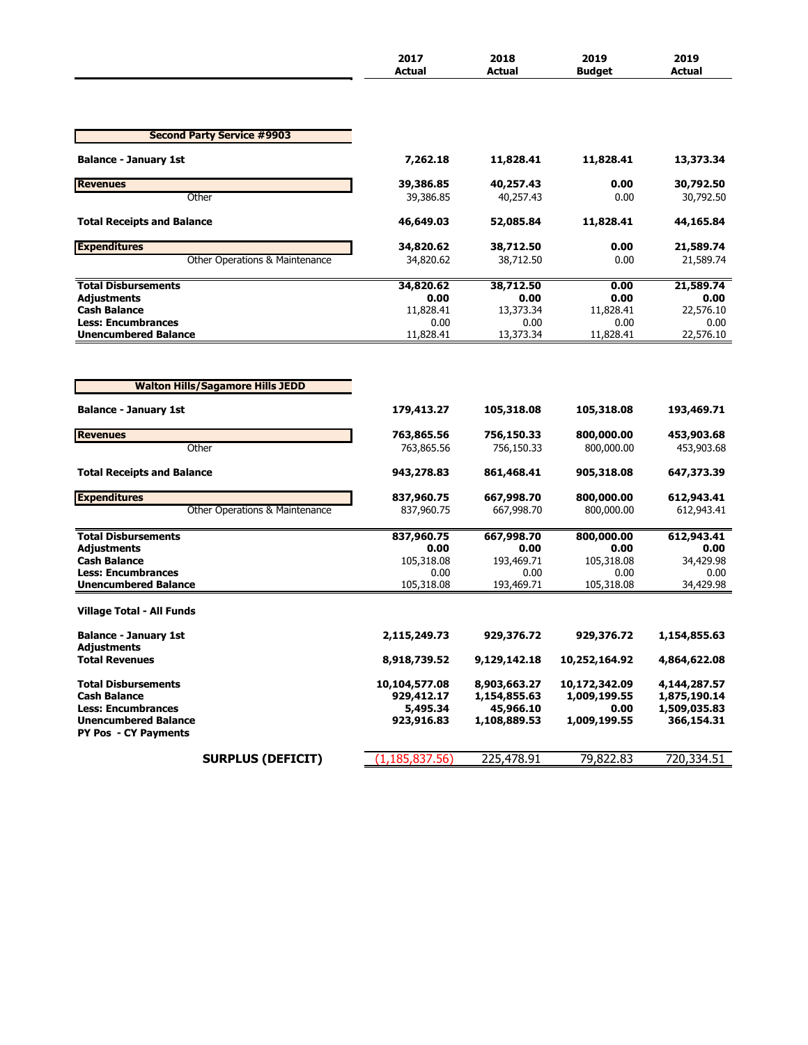| | 2017 Actual | 2018 Actual | 2019 Budget | 2019 Actual |
|---|---|---|---|---|
| **Second Party Service #9903** | | | | |
| **Balance - January 1st** | **7,262.18** | **11,828.41** | **11,828.41** | **13,373.34** |
| **Revenues** | **39,386.85** | **40,257.43** | **0.00** | **30,792.50** |
| Other | 39,386.85 | 40,257.43 | 0.00 | 30,792.50 |
| **Total Receipts and Balance** | **46,649.03** | **52,085.84** | **11,828.41** | **44,165.84** |
| **Expenditures** | **34,820.62** | **38,712.50** | **0.00** | **21,589.74** |
| Other Operations & Maintenance | 34,820.62 | 38,712.50 | 0.00 | 21,589.74 |
| **Total Disbursements** | **34,820.62** | **38,712.50** | **0.00** | **21,589.74** |
| **Adjustments** | **0.00** | **0.00** | **0.00** | **0.00** |
| **Cash Balance** | 11,828.41 | 13,373.34 | 11,828.41 | 22,576.10 |
| **Less: Encumbrances** | 0.00 | 0.00 | 0.00 | 0.00 |
| **Unencumbered Balance** | 11,828.41 | 13,373.34 | 11,828.41 | 22,576.10 |
| **Walton Hills/Sagamore Hills JEDD** | | | | |
| **Balance - January 1st** | **179,413.27** | **105,318.08** | **105,318.08** | **193,469.71** |
| **Revenues** | **763,865.56** | **756,150.33** | **800,000.00** | **453,903.68** |
| Other | 763,865.56 | 756,150.33 | 800,000.00 | 453,903.68 |
| **Total Receipts and Balance** | **943,278.83** | **861,468.41** | **905,318.08** | **647,373.39** |
| **Expenditures** | **837,960.75** | **667,998.70** | **800,000.00** | **612,943.41** |
| Other Operations & Maintenance | 837,960.75 | 667,998.70 | 800,000.00 | 612,943.41 |
| **Total Disbursements** | **837,960.75** | **667,998.70** | **800,000.00** | **612,943.41** |
| **Adjustments** | **0.00** | **0.00** | **0.00** | **0.00** |
| **Cash Balance** | 105,318.08 | 193,469.71 | 105,318.08 | 34,429.98 |
| **Less: Encumbrances** | 0.00 | 0.00 | 0.00 | 0.00 |
| **Unencumbered Balance** | 105,318.08 | 193,469.71 | 105,318.08 | 34,429.98 |
| **Village Total - All Funds** | | | | |
| **Balance - January 1st** | **2,115,249.73** | **929,376.72** | **929,376.72** | **1,154,855.63** |
| **Adjustments** | | | | |
| **Total Revenues** | **8,918,739.52** | **9,129,142.18** | **10,252,164.92** | **4,864,622.08** |
| **Total Disbursements** | **10,104,577.08** | **8,903,663.27** | **10,172,342.09** | **4,144,287.57** |
| **Cash Balance** | **929,412.17** | **1,154,855.63** | **1,009,199.55** | **1,875,190.14** |
| **Less: Encumbrances** | **5,495.34** | **45,966.10** | **0.00** | **1,509,035.83** |
| **Unencumbered Balance** | **923,916.83** | **1,108,889.53** | **1,009,199.55** | **366,154.31** |
| **PY Pos - CY Payments** | | | | |
| **SURPLUS (DEFICIT)** | (1,185,837.56) | 225,478.91 | 79,822.83 | 720,334.51 |